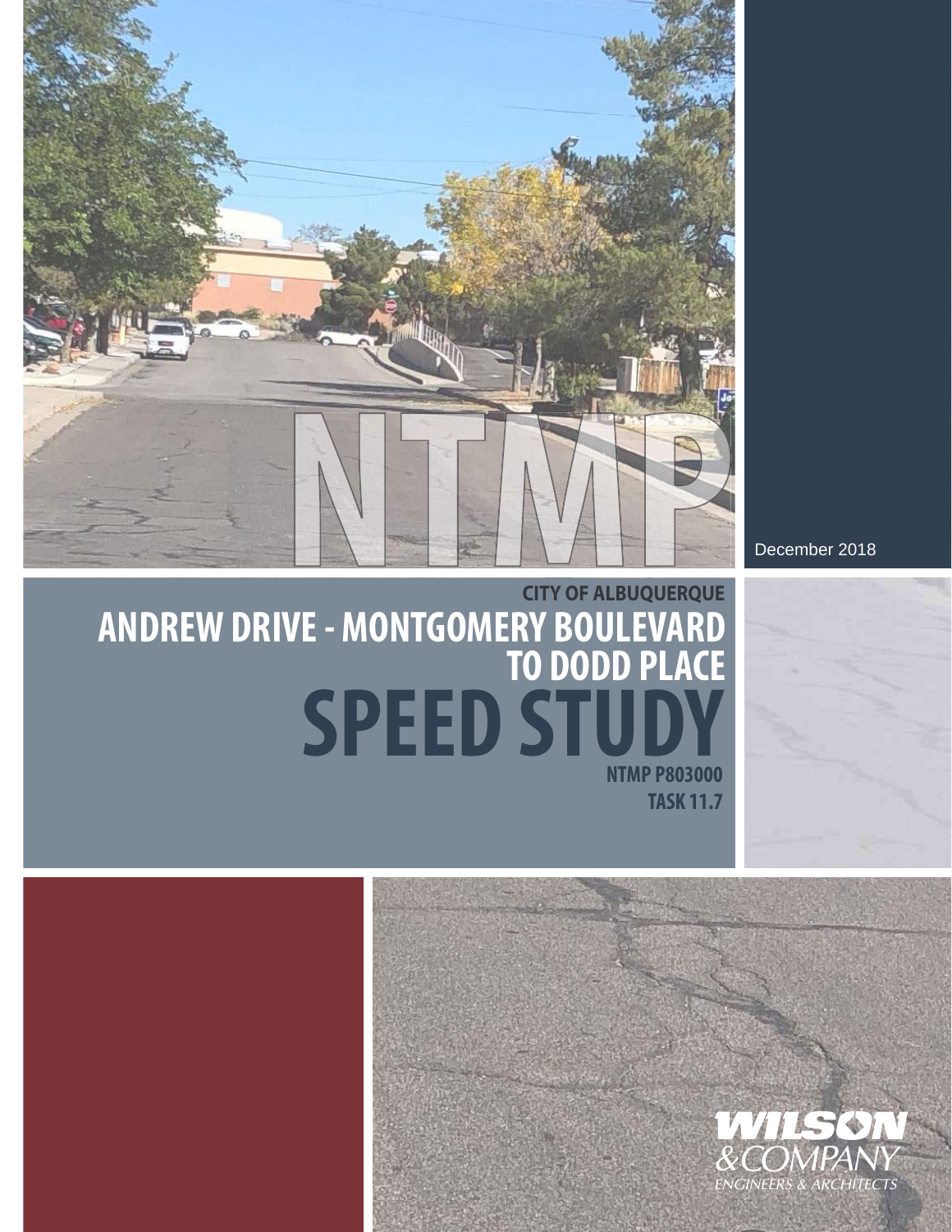NTMP

December 2018

CITY OF ALBUQUERQUE

# ANDREW DRIVE - MONTGOMERY BOULEVARD TO DODD PLACE

# SPEED STUDY

**NTMP P803000**

**TASK 11.7**

WILSON & COMPANY

ENGINEERS & ARCHITECTS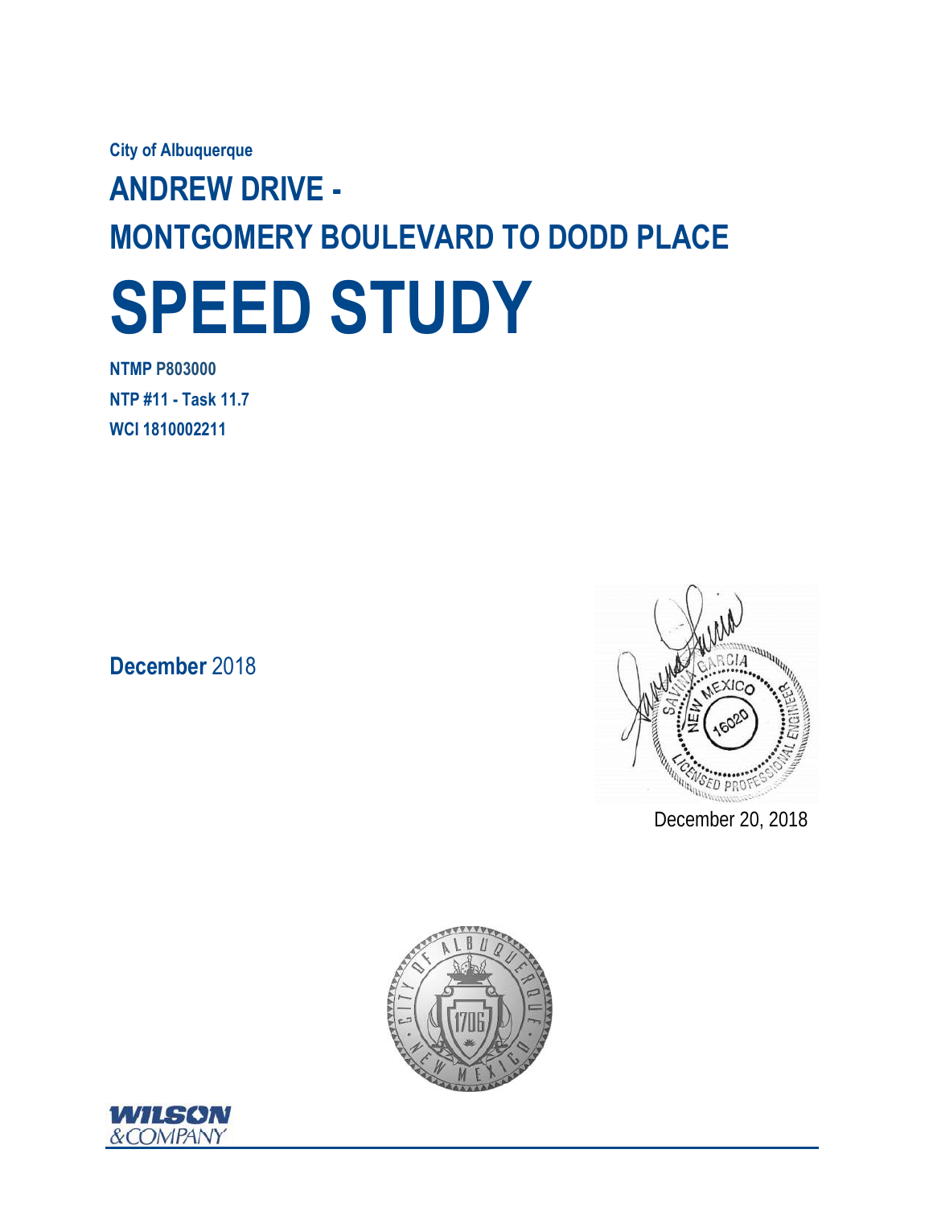City of Albuquerque

# ANDREW DRIVE - MONTGOMERY BOULEVARD TO DODD PLACE

# SPEED STUDY

**NTMP P803000**

**NTP #11 - Task 11.7**

**WCI 1810002211**

**December** 2018

SAVINA GARCIA
NEW MEXICO
16020
LICENSED PROFESSIONAL ENGINEER

December 20, 2018

WILSON & COMPANY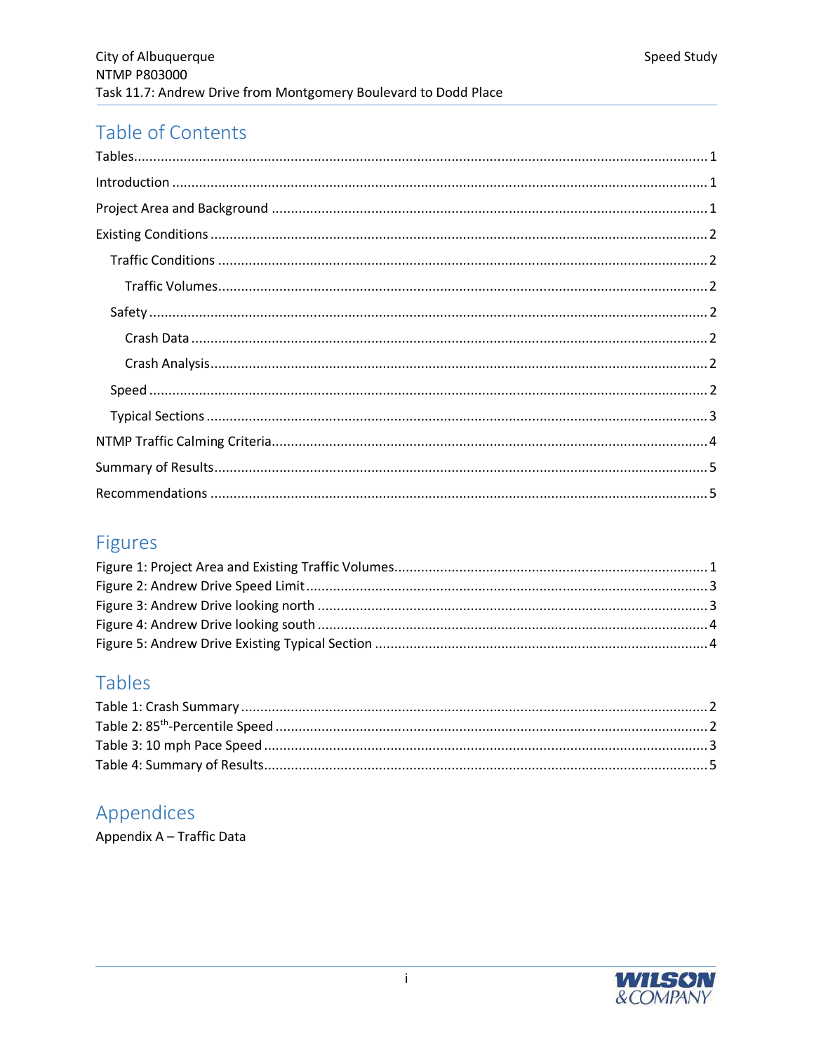# Table of Contents

Tables ........................................................................................................................ 1

Introduction ................................................................................................................ 1

Project Area and Background ..................................................................................... 1

Existing Conditions ..................................................................................................... 2

- Traffic Conditions ................................................................................................. 2
  - Traffic Volumes ................................................................................................ 2
- Safety ................................................................................................................... 2
  - Crash Data ........................................................................................................ 2
  - Crash Analysis .................................................................................................. 2
- Speed ................................................................................................................... 2
- Typical Sections .................................................................................................... 3

NTMP Traffic Calming Criteria .................................................................................... 4

Summary of Results .................................................................................................... 5

Recommendations ...................................................................................................... 5

# Figures

Figure 1: Project Area and Existing Traffic Volumes ................................................... 1

Figure 2: Andrew Drive Speed Limit ........................................................................... 3

Figure 3: Andrew Drive looking north ........................................................................ 3

Figure 4: Andrew Drive looking south ........................................................................ 4

Figure 5: Andrew Drive Existing Typical Section ........................................................ 4

# Tables

Table 1: Crash Summary ............................................................................................ 2

Table 2: 85th-Percentile Speed ................................................................................... 2

Table 3: 10 mph Pace Speed ...................................................................................... 3

Table 4: Summary of Results ..................................................................................... 5

# Appendices

Appendix A – Traffic Data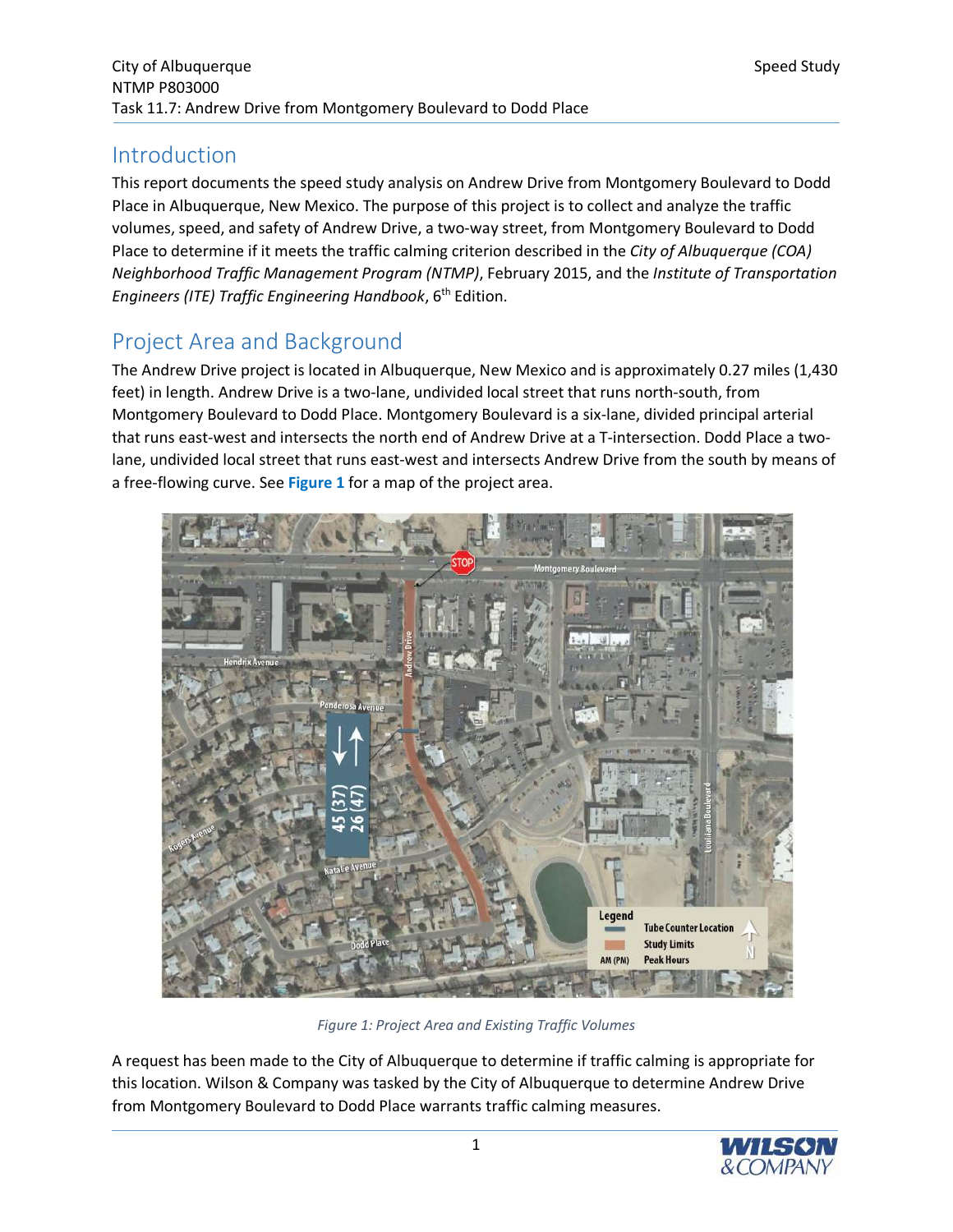## Introduction

This report documents the speed study analysis on Andrew Drive from Montgomery Boulevard to Dodd Place in Albuquerque, New Mexico. The purpose of this project is to collect and analyze the traffic volumes, speed, and safety of Andrew Drive, a two-way street, from Montgomery Boulevard to Dodd Place to determine if it meets the traffic calming criterion described in the *City of Albuquerque (COA) Neighborhood Traffic Management Program (NTMP)*, February 2015, and the *Institute of Transportation Engineers (ITE) Traffic Engineering Handbook*, 6th Edition.

## Project Area and Background

The Andrew Drive project is located in Albuquerque, New Mexico and is approximately 0.27 miles (1,430 feet) in length. Andrew Drive is a two-lane, undivided local street that runs north-south, from Montgomery Boulevard to Dodd Place. Montgomery Boulevard is a six-lane, divided principal arterial that runs east-west and intersects the north end of Andrew Drive at a T-intersection. Dodd Place a two-lane, undivided local street that runs east-west and intersects Andrew Drive from the south by means of a free-flowing curve. See **Figure 1** for a map of the project area.

*Figure 1: Project Area and Existing Traffic Volumes*

A request has been made to the City of Albuquerque to determine if traffic calming is appropriate for this location. Wilson & Company was tasked by the City of Albuquerque to determine Andrew Drive from Montgomery Boulevard to Dodd Place warrants traffic calming measures.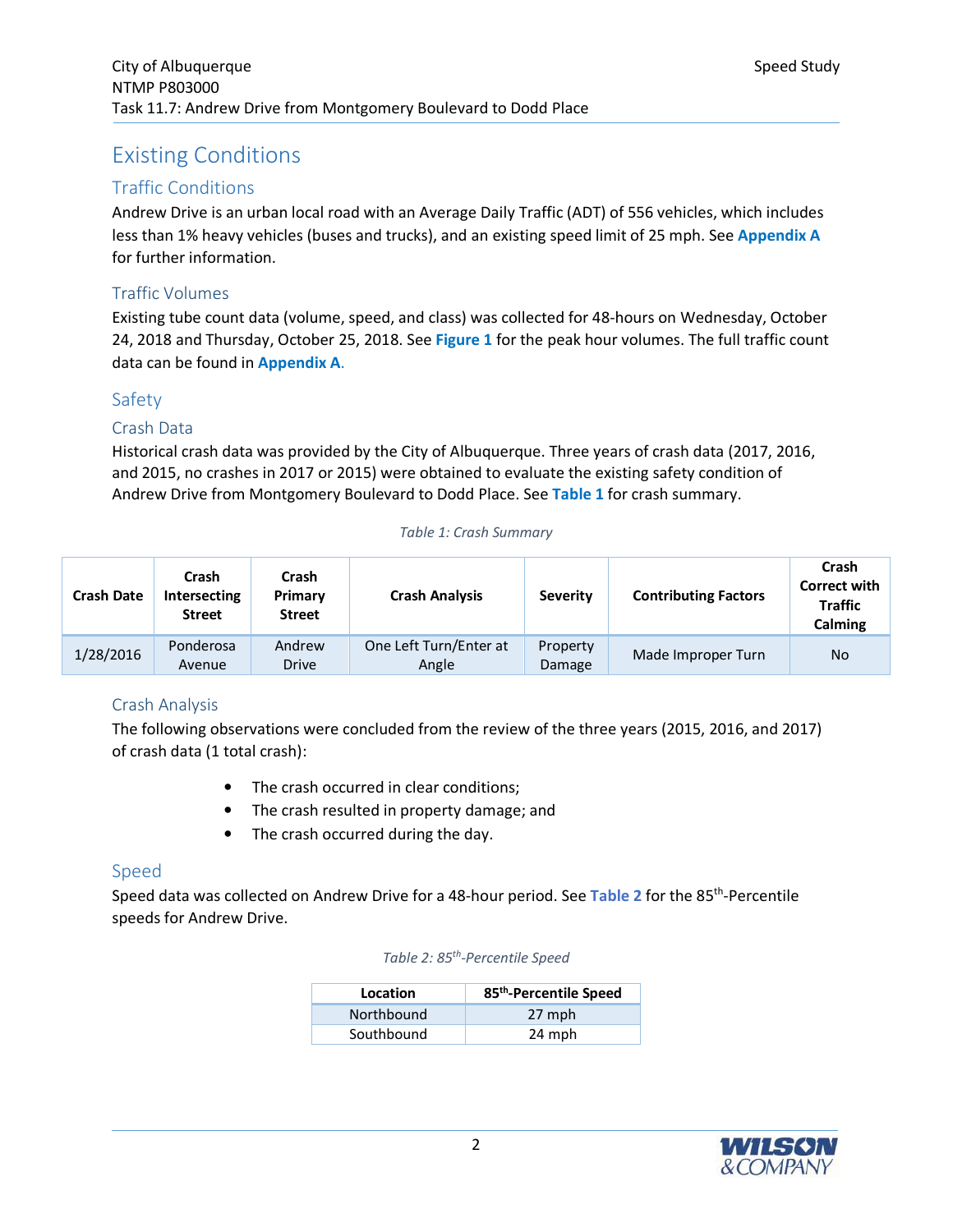# Existing Conditions

## Traffic Conditions

Andrew Drive is an urban local road with an Average Daily Traffic (ADT) of 556 vehicles, which includes less than 1% heavy vehicles (buses and trucks), and an existing speed limit of 25 mph. See **Appendix A** for further information.

### Traffic Volumes

Existing tube count data (volume, speed, and class) was collected for 48-hours on Wednesday, October 24, 2018 and Thursday, October 25, 2018. See **Figure 1** for the peak hour volumes. The full traffic count data can be found in **Appendix A**.

## Safety

### Crash Data

Historical crash data was provided by the City of Albuquerque. Three years of crash data (2017, 2016, and 2015, no crashes in 2017 or 2015) were obtained to evaluate the existing safety condition of Andrew Drive from Montgomery Boulevard to Dodd Place. See **Table 1** for crash summary.

*Table 1: Crash Summary*

| Crash Date | Crash Intersecting Street | Crash Primary Street | Crash Analysis | Severity | Contributing Factors | Crash Correct with Traffic Calming |
|---|---|---|---|---|---|---|
| 1/28/2016 | Ponderosa Avenue | Andrew Drive | One Left Turn/Enter at Angle | Property Damage | Made Improper Turn | No |

### Crash Analysis

The following observations were concluded from the review of the three years (2015, 2016, and 2017) of crash data (1 total crash):

- The crash occurred in clear conditions;
- The crash resulted in property damage; and
- The crash occurred during the day.

## Speed

Speed data was collected on Andrew Drive for a 48-hour period. See **Table 2** for the 85th-Percentile speeds for Andrew Drive.

*Table 2: 85th-Percentile Speed*

| Location | 85th-Percentile Speed |
|---|---|
| Northbound | 27 mph |
| Southbound | 24 mph |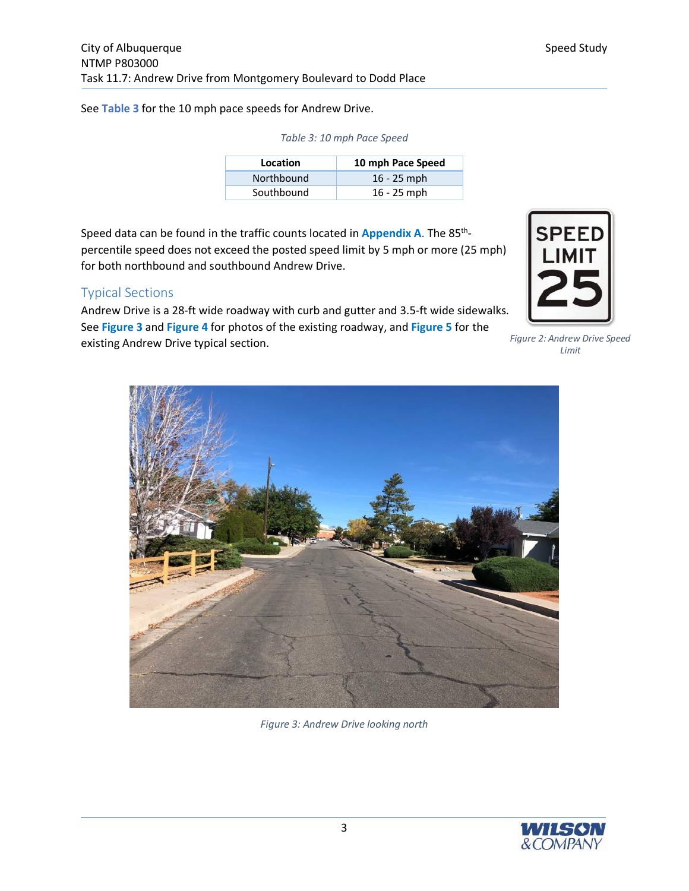See **Table 3** for the 10 mph pace speeds for Andrew Drive.

*Table 3: 10 mph Pace Speed*

| Location | 10 mph Pace Speed |
| --- | --- |
| Northbound | 16 - 25 mph |
| Southbound | 16 - 25 mph |

Speed data can be found in the traffic counts located in **Appendix A**. The 85th-percentile speed does not exceed the posted speed limit by 5 mph or more (25 mph) for both northbound and southbound Andrew Drive.

*Figure 2: Andrew Drive Speed Limit*

## Typical Sections

Andrew Drive is a 28-ft wide roadway with curb and gutter and 3.5-ft wide sidewalks. See **Figure 3** and **Figure 4** for photos of the existing roadway, and **Figure 5** for the existing Andrew Drive typical section.

*Figure 3: Andrew Drive looking north*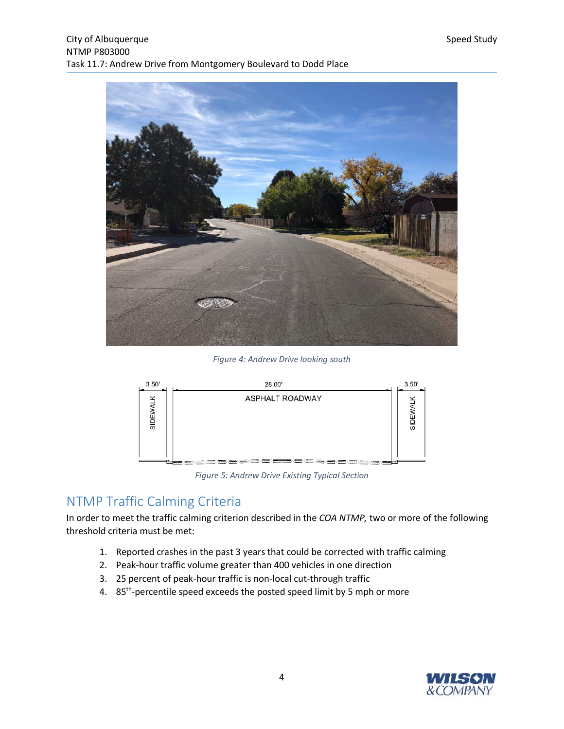Figure 4: Andrew Drive looking south

Figure 5: Andrew Drive Existing Typical Section

## NTMP Traffic Calming Criteria

In order to meet the traffic calming criterion described in the *COA NTMP,* two or more of the following threshold criteria must be met:

1. Reported crashes in the past 3 years that could be corrected with traffic calming
2. Peak-hour traffic volume greater than 400 vehicles in one direction
3. 25 percent of peak-hour traffic is non-local cut-through traffic
4. 85th-percentile speed exceeds the posted speed limit by 5 mph or more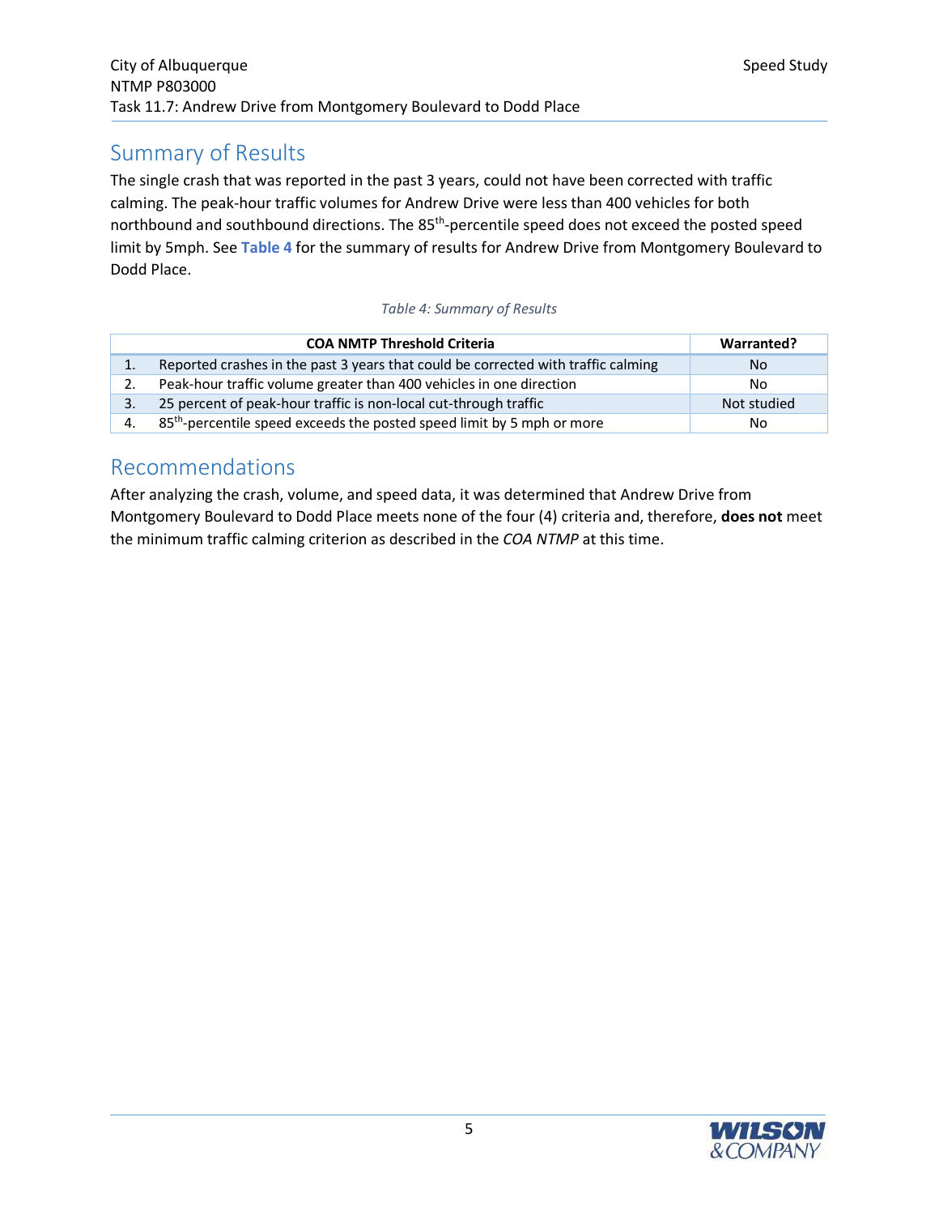## Summary of Results

The single crash that was reported in the past 3 years, could not have been corrected with traffic calming. The peak-hour traffic volumes for Andrew Drive were less than 400 vehicles for both northbound and southbound directions. The 85$^{th}$-percentile speed does not exceed the posted speed limit by 5mph. See **Table 4** for the summary of results for Andrew Drive from Montgomery Boulevard to Dodd Place.

*Table 4: Summary of Results*

| | COA NMTP Threshold Criteria | Warranted? |
|---|---|---|
| 1. | Reported crashes in the past 3 years that could be corrected with traffic calming | No |
| 2. | Peak-hour traffic volume greater than 400 vehicles in one direction | No |
| 3. | 25 percent of peak-hour traffic is non-local cut-through traffic | Not studied |
| 4. | 85$^{th}$-percentile speed exceeds the posted speed limit by 5 mph or more | No |

## Recommendations

After analyzing the crash, volume, and speed data, it was determined that Andrew Drive from Montgomery Boulevard to Dodd Place meets none of the four (4) criteria and, therefore, **does not** meet the minimum traffic calming criterion as described in the *COA NTMP* at this time.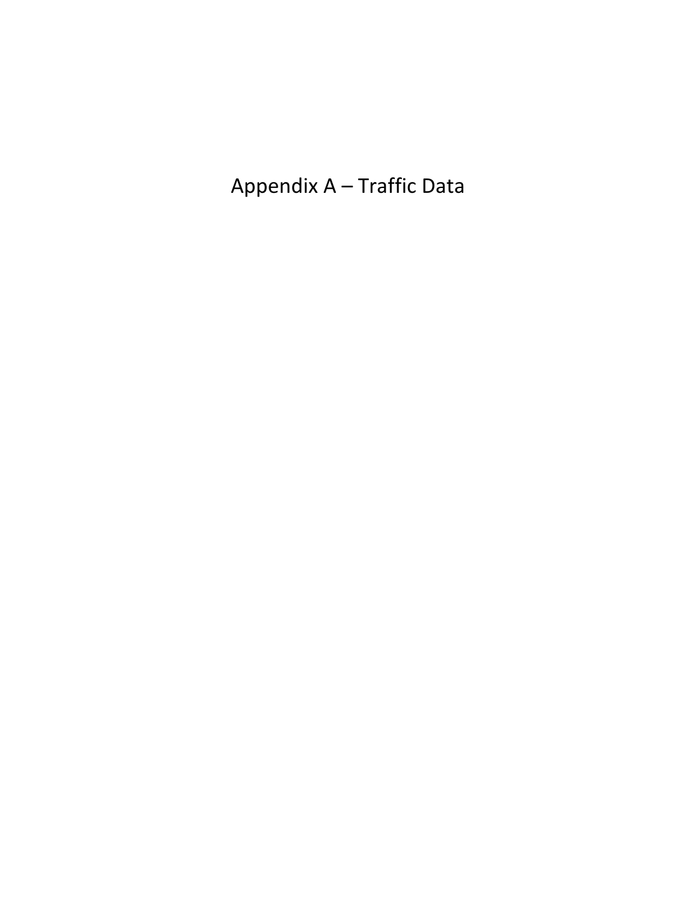# Appendix A – Traffic Data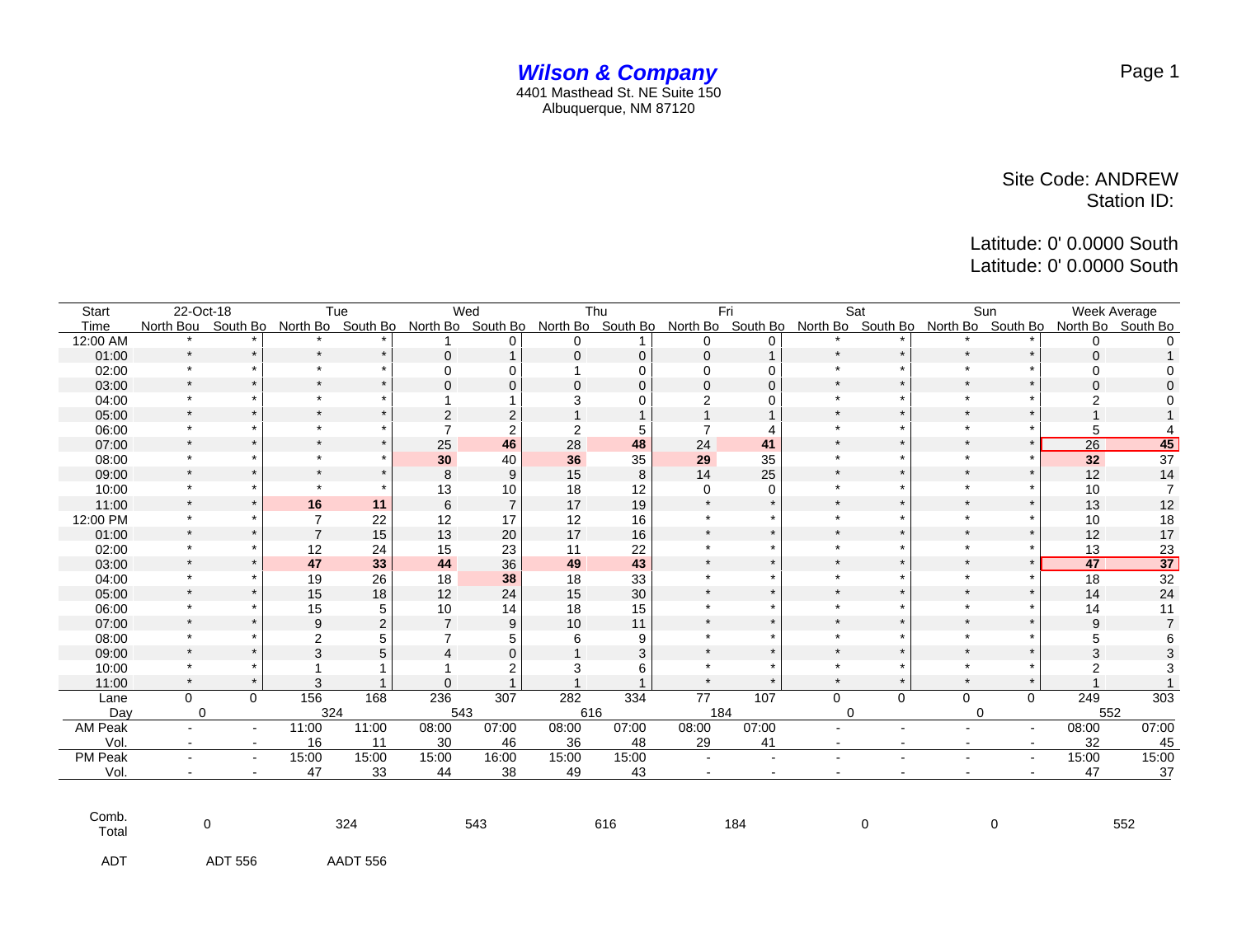# *Wilson & Company*

4401 Masthead St. NE Suite 150
Albuquerque, NM 87120

Site Code: ANDREW
Station ID:

Latitude: 0' 0.0000 South
Latitude: 0' 0.0000 South

| Start | 22-Oct-18 | | Tue | | Wed | | Thu | | Fri | | Sat | | Sun | | Week Average | |
|---|---|---|---|---|---|---|---|---|---|---|---|---|---|---|---|---|
| Time | North Bou | South Bo | North Bo | South Bo | North Bo | South Bo | North Bo | South Bo | North Bo | South Bo | North Bo | South Bo | North Bo | South Bo | North Bo | South Bo |
| 12:00 AM | * | * | * | * | 1 | 0 | 0 | 1 | 0 | 0 | * | * | * | * | 0 | 0 |
| 01:00 | * | * | * | * | 0 | 1 | 0 | 0 | 0 | 1 | * | * | * | * | 0 | 1 |
| 02:00 | * | * | * | * | 0 | 0 | 1 | 0 | 0 | 0 | * | * | * | * | 0 | 0 |
| 03:00 | * | * | * | * | 0 | 0 | 0 | 0 | 0 | 0 | * | * | * | * | 0 | 0 |
| 04:00 | * | * | * | * | 1 | 1 | 3 | 0 | 2 | 0 | * | * | * | * | 2 | 0 |
| 05:00 | * | * | * | * | 2 | 2 | 1 | 1 | 1 | 1 | * | * | * | * | 1 | 1 |
| 06:00 | * | * | * | * | 7 | 2 | 2 | 5 | 7 | 4 | * | * | * | * | 5 | 4 |
| 07:00 | * | * | * | * | 25 | **46** | 28 | **48** | 24 | **41** | * | * | * | * | 26 | **45** |
| 08:00 | * | * | * | * | **30** | 40 | **36** | 35 | **29** | 35 | * | * | * | * | **32** | 37 |
| 09:00 | * | * | * | * | 8 | 9 | 15 | 8 | 14 | 25 | * | * | * | * | 12 | 14 |
| 10:00 | * | * | * | * | 13 | 10 | 18 | 12 | 0 | 0 | * | * | * | * | 10 | 7 |
| 11:00 | * | * | **16** | **11** | 6 | 7 | 17 | 19 | * | * | * | * | * | * | 13 | 12 |
| 12:00 PM | * | * | 7 | 22 | 12 | 17 | 12 | 16 | * | * | * | * | * | * | 10 | 18 |
| 01:00 | * | * | 7 | 15 | 13 | 20 | 17 | 16 | * | * | * | * | * | * | 12 | 17 |
| 02:00 | * | * | 12 | 24 | 15 | 23 | 11 | 22 | * | * | * | * | * | * | 13 | 23 |
| 03:00 | * | * | **47** | **33** | **44** | 36 | **49** | **43** | * | * | * | * | * | * | **47** | **37** |
| 04:00 | * | * | 19 | 26 | 18 | **38** | 18 | 33 | * | * | * | * | * | * | 18 | 32 |
| 05:00 | * | * | 15 | 18 | 12 | 24 | 15 | 30 | * | * | * | * | * | * | 14 | 24 |
| 06:00 | * | * | 15 | 5 | 10 | 14 | 18 | 15 | * | * | * | * | * | * | 14 | 11 |
| 07:00 | * | * | 9 | 2 | 7 | 9 | 10 | 11 | * | * | * | * | * | * | 9 | 7 |
| 08:00 | * | * | 2 | 5 | 7 | 5 | 6 | 9 | * | * | * | * | * | * | 5 | 6 |
| 09:00 | * | * | 3 | 5 | 4 | 0 | 1 | 3 | * | * | * | * | * | * | 3 | 3 |
| 10:00 | * | * | 1 | 1 | 1 | 2 | 3 | 6 | * | * | * | * | * | * | 2 | 3 |
| 11:00 | * | * | 3 | 1 | 0 | 1 | 1 | 1 | * | * | * | * | * | * | 1 | 1 |
| Lane | 0 | 0 | 156 | 168 | 236 | 307 | 282 | 334 | 77 | 107 | 0 | 0 | 0 | 0 | 249 | 303 |
| Day | 0 | | 324 | | 543 | | 616 | | 184 | | 0 | | 0 | | 552 | |
| AM Peak | - | - | 11:00 | 11:00 | 08:00 | 07:00 | 08:00 | 07:00 | 08:00 | 07:00 | - | - | - | - | 08:00 | 07:00 |
| Vol. | - | - | 16 | 11 | 30 | 46 | 36 | 48 | 29 | 41 | - | - | - | - | 32 | 45 |
| PM Peak | - | - | 15:00 | 15:00 | 15:00 | 16:00 | 15:00 | 15:00 | - | - | - | - | - | - | 15:00 | 15:00 |
| Vol. | - | - | 47 | 33 | 44 | 38 | 49 | 43 | - | - | - | - | - | - | 47 | 37 |
| Comb. Total | 0 | | 324 | | 543 | | 616 | | 184 | | 0 | | 0 | | 552 | |

ADT &nbsp;&nbsp; ADT 556 &nbsp;&nbsp; AADT 556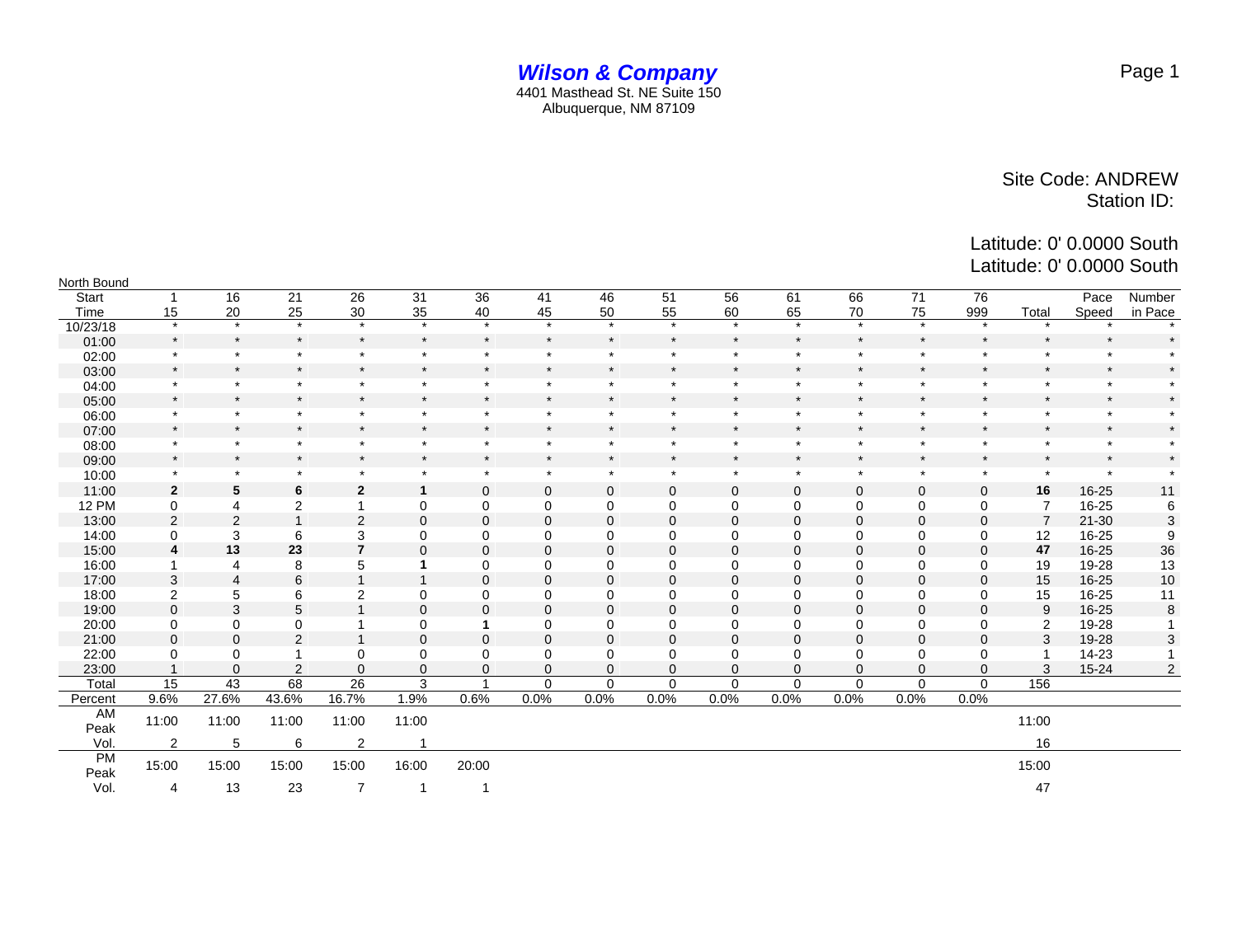# *Wilson & Company*

4401 Masthead St. NE Suite 150
Albuquerque, NM 87109

Site Code: ANDREW
Station ID:

Latitude: 0' 0.0000 South
Latitude: 0' 0.0000 South

North Bound

| Start Time | 1 15 | 16 20 | 21 25 | 26 30 | 31 35 | 36 40 | 41 45 | 46 50 | 51 55 | 56 60 | 61 65 | 66 70 | 71 75 | 76 999 | Total | Pace Speed | Number in Pace |
|---|---|---|---|---|---|---|---|---|---|---|---|---|---|---|---|---|---|
| 10/23/18 | * | * | * | * | * | * | * | * | * | * | * | * | * | * | * | * | * |
| 01:00 | * | * | * | * | * | * | * | * | * | * | * | * | * | * | * | * | * |
| 02:00 | * | * | * | * | * | * | * | * | * | * | * | * | * | * | * | * | * |
| 03:00 | * | * | * | * | * | * | * | * | * | * | * | * | * | * | * | * | * |
| 04:00 | * | * | * | * | * | * | * | * | * | * | * | * | * | * | * | * | * |
| 05:00 | * | * | * | * | * | * | * | * | * | * | * | * | * | * | * | * | * |
| 06:00 | * | * | * | * | * | * | * | * | * | * | * | * | * | * | * | * | * |
| 07:00 | * | * | * | * | * | * | * | * | * | * | * | * | * | * | * | * | * |
| 08:00 | * | * | * | * | * | * | * | * | * | * | * | * | * | * | * | * | * |
| 09:00 | * | * | * | * | * | * | * | * | * | * | * | * | * | * | * | * | * |
| 10:00 | * | * | * | * | * | * | * | * | * | * | * | * | * | * | * | * | * |
| 11:00 | **2** | **5** | **6** | **2** | **1** | 0 | 0 | 0 | 0 | 0 | 0 | 0 | 0 | 0 | **16** | 16-25 | 11 |
| 12 PM | 0 | 4 | 2 | 1 | 0 | 0 | 0 | 0 | 0 | 0 | 0 | 0 | 0 | 0 | 7 | 16-25 | 6 |
| 13:00 | 2 | 2 | 1 | 2 | 0 | 0 | 0 | 0 | 0 | 0 | 0 | 0 | 0 | 0 | 7 | 21-30 | 3 |
| 14:00 | 0 | 3 | 6 | 3 | 0 | 0 | 0 | 0 | 0 | 0 | 0 | 0 | 0 | 0 | 12 | 16-25 | 9 |
| 15:00 | **4** | **13** | **23** | **7** | 0 | 0 | 0 | 0 | 0 | 0 | 0 | 0 | 0 | 0 | **47** | 16-25 | 36 |
| 16:00 | 1 | 4 | 8 | 5 | **1** | 0 | 0 | 0 | 0 | 0 | 0 | 0 | 0 | 0 | 19 | 19-28 | 13 |
| 17:00 | 3 | 4 | 6 | 1 | 1 | 0 | 0 | 0 | 0 | 0 | 0 | 0 | 0 | 0 | 15 | 16-25 | 10 |
| 18:00 | 2 | 5 | 6 | 2 | 0 | 0 | 0 | 0 | 0 | 0 | 0 | 0 | 0 | 0 | 15 | 16-25 | 11 |
| 19:00 | 0 | 3 | 5 | 1 | 0 | 0 | 0 | 0 | 0 | 0 | 0 | 0 | 0 | 0 | 9 | 16-25 | 8 |
| 20:00 | 0 | 0 | 0 | 1 | 0 | **1** | 0 | 0 | 0 | 0 | 0 | 0 | 0 | 0 | 2 | 19-28 | 1 |
| 21:00 | 0 | 0 | 2 | 1 | 0 | 0 | 0 | 0 | 0 | 0 | 0 | 0 | 0 | 0 | 3 | 19-28 | 3 |
| 22:00 | 0 | 0 | 1 | 0 | 0 | 0 | 0 | 0 | 0 | 0 | 0 | 0 | 0 | 0 | 1 | 14-23 | 1 |
| 23:00 | 1 | 0 | 2 | 0 | 0 | 0 | 0 | 0 | 0 | 0 | 0 | 0 | 0 | 0 | 3 | 15-24 | 2 |
| Total | 15 | 43 | 68 | 26 | 3 | 1 | 0 | 0 | 0 | 0 | 0 | 0 | 0 | 0 | 156 | | |
| Percent | 9.6% | 27.6% | 43.6% | 16.7% | 1.9% | 0.6% | 0.0% | 0.0% | 0.0% | 0.0% | 0.0% | 0.0% | 0.0% | 0.0% | | | |
| AM Peak | 11:00 | 11:00 | 11:00 | 11:00 | 11:00 | | | | | | | | | | 11:00 | | |
| Vol. | 2 | 5 | 6 | 2 | 1 | | | | | | | | | | 16 | | |
| PM Peak | 15:00 | 15:00 | 15:00 | 15:00 | 16:00 | 20:00 | | | | | | | | | 15:00 | | |
| Vol. | 4 | 13 | 23 | 7 | 1 | 1 | | | | | | | | | 47 | | |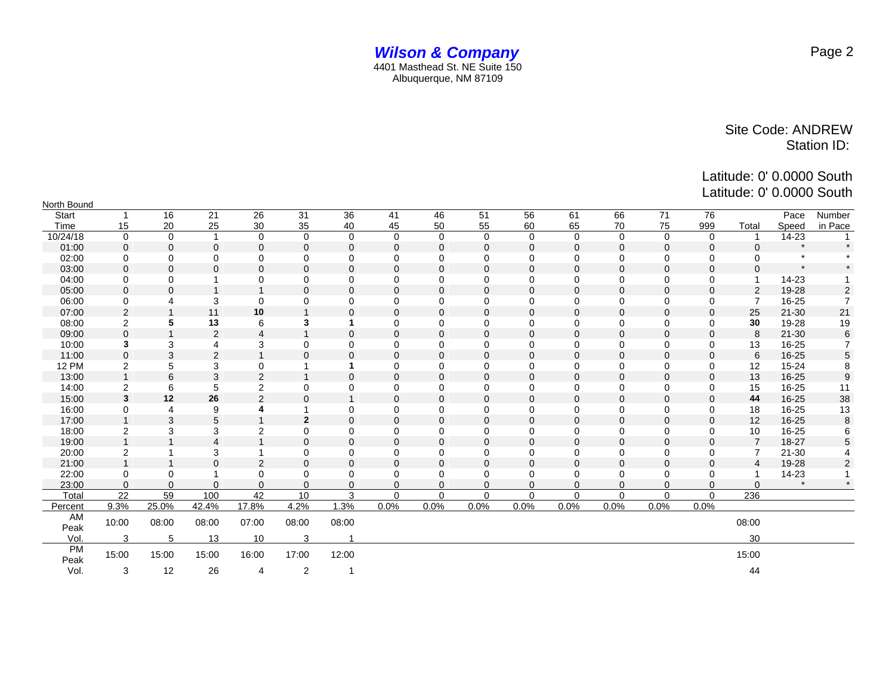***Wilson & Company***
4401 Masthead St. NE Suite 150
Albuquerque, NM 87109

Site Code: ANDREW
Station ID:

Latitude: 0' 0.0000 South
Latitude: 0' 0.0000 South

North Bound

| Start Time | 1 15 | 16 20 | 21 25 | 26 30 | 31 35 | 36 40 | 41 45 | 46 50 | 51 55 | 56 60 | 61 65 | 66 70 | 71 75 | 76 999 | Total | Pace Speed | Number in Pace |
|---|---|---|---|---|---|---|---|---|---|---|---|---|---|---|---|---|---|
| 10/24/18 | 0 | 0 | 1 | 0 | 0 | 0 | 0 | 0 | 0 | 0 | 0 | 0 | 0 | 0 | 1 | 14-23 | 1 |
| 01:00 | 0 | 0 | 0 | 0 | 0 | 0 | 0 | 0 | 0 | 0 | 0 | 0 | 0 | 0 | 0 | * | * |
| 02:00 | 0 | 0 | 0 | 0 | 0 | 0 | 0 | 0 | 0 | 0 | 0 | 0 | 0 | 0 | 0 | * | * |
| 03:00 | 0 | 0 | 0 | 0 | 0 | 0 | 0 | 0 | 0 | 0 | 0 | 0 | 0 | 0 | 0 | * | * |
| 04:00 | 0 | 0 | 1 | 0 | 0 | 0 | 0 | 0 | 0 | 0 | 0 | 0 | 0 | 0 | 1 | 14-23 | 1 |
| 05:00 | 0 | 0 | 1 | 1 | 0 | 0 | 0 | 0 | 0 | 0 | 0 | 0 | 0 | 0 | 2 | 19-28 | 2 |
| 06:00 | 0 | 4 | 3 | 0 | 0 | 0 | 0 | 0 | 0 | 0 | 0 | 0 | 0 | 0 | 7 | 16-25 | 7 |
| 07:00 | 2 | 1 | 11 | **10** | 1 | 0 | 0 | 0 | 0 | 0 | 0 | 0 | 0 | 0 | 25 | 21-30 | 21 |
| 08:00 | 2 | **5** | **13** | 6 | **3** | **1** | 0 | 0 | 0 | 0 | 0 | 0 | 0 | 0 | **30** | 19-28 | 19 |
| 09:00 | 0 | 1 | 2 | 4 | 1 | 0 | 0 | 0 | 0 | 0 | 0 | 0 | 0 | 0 | 8 | 21-30 | 6 |
| 10:00 | **3** | 3 | 4 | 3 | 0 | 0 | 0 | 0 | 0 | 0 | 0 | 0 | 0 | 0 | 13 | 16-25 | 7 |
| 11:00 | 0 | 3 | 2 | 1 | 0 | 0 | 0 | 0 | 0 | 0 | 0 | 0 | 0 | 0 | 6 | 16-25 | 5 |
| 12 PM | 2 | 5 | 3 | 0 | 1 | **1** | 0 | 0 | 0 | 0 | 0 | 0 | 0 | 0 | 12 | 15-24 | 8 |
| 13:00 | 1 | 6 | 3 | 2 | 1 | 0 | 0 | 0 | 0 | 0 | 0 | 0 | 0 | 0 | 13 | 16-25 | 9 |
| 14:00 | 2 | 6 | 5 | 2 | 0 | 0 | 0 | 0 | 0 | 0 | 0 | 0 | 0 | 0 | 15 | 16-25 | 11 |
| 15:00 | **3** | **12** | **26** | 2 | 0 | 1 | 0 | 0 | 0 | 0 | 0 | 0 | 0 | 0 | **44** | 16-25 | 38 |
| 16:00 | 0 | 4 | 9 | **4** | 1 | 0 | 0 | 0 | 0 | 0 | 0 | 0 | 0 | 0 | 18 | 16-25 | 13 |
| 17:00 | 1 | 3 | 5 | 1 | **2** | 0 | 0 | 0 | 0 | 0 | 0 | 0 | 0 | 0 | 12 | 16-25 | 8 |
| 18:00 | 2 | 3 | 3 | 2 | 0 | 0 | 0 | 0 | 0 | 0 | 0 | 0 | 0 | 0 | 10 | 16-25 | 6 |
| 19:00 | 1 | 1 | 4 | 1 | 0 | 0 | 0 | 0 | 0 | 0 | 0 | 0 | 0 | 0 | 7 | 18-27 | 5 |
| 20:00 | 2 | 1 | 3 | 1 | 0 | 0 | 0 | 0 | 0 | 0 | 0 | 0 | 0 | 0 | 7 | 21-30 | 4 |
| 21:00 | 1 | 1 | 0 | 2 | 0 | 0 | 0 | 0 | 0 | 0 | 0 | 0 | 0 | 0 | 4 | 19-28 | 2 |
| 22:00 | 0 | 0 | 1 | 0 | 0 | 0 | 0 | 0 | 0 | 0 | 0 | 0 | 0 | 0 | 1 | 14-23 | 1 |
| 23:00 | 0 | 0 | 0 | 0 | 0 | 0 | 0 | 0 | 0 | 0 | 0 | 0 | 0 | 0 | 0 | * | * |
| Total | 22 | 59 | 100 | 42 | 10 | 3 | 0 | 0 | 0 | 0 | 0 | 0 | 0 | 0 | 236 | | |
| Percent | 9.3% | 25.0% | 42.4% | 17.8% | 4.2% | 1.3% | 0.0% | 0.0% | 0.0% | 0.0% | 0.0% | 0.0% | 0.0% | 0.0% | | | |
| AM Peak | 10:00 | 08:00 | 08:00 | 07:00 | 08:00 | 08:00 | | | | | | | | | 08:00 | | |
| Vol. | 3 | 5 | 13 | 10 | 3 | 1 | | | | | | | | | 30 | | |
| PM Peak | 15:00 | 15:00 | 15:00 | 16:00 | 17:00 | 12:00 | | | | | | | | | 15:00 | | |
| Vol. | 3 | 12 | 26 | 4 | 2 | 1 | | | | | | | | | 44 | | |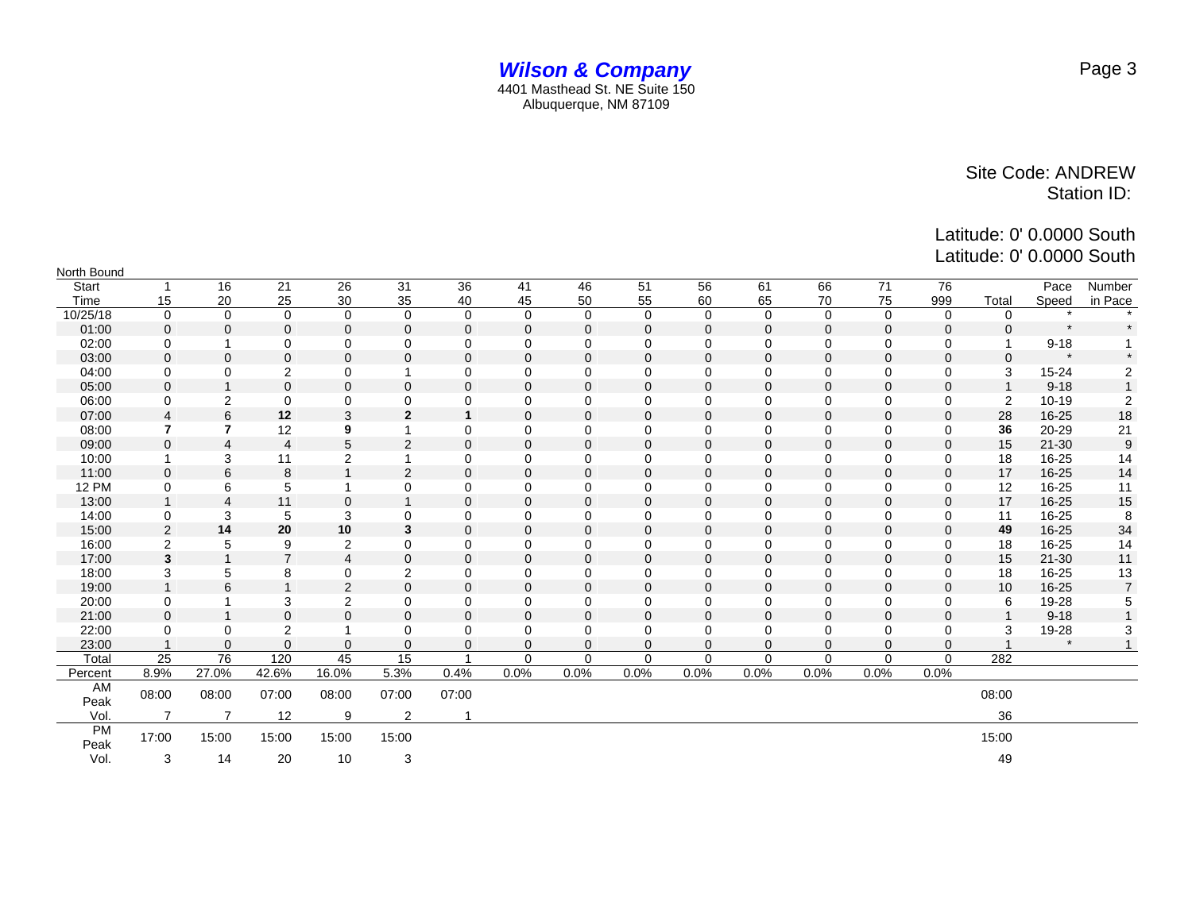# *Wilson & Company*

4401 Masthead St. NE Suite 150
Albuquerque, NM 87109

Site Code: ANDREW
Station ID:

Latitude: 0' 0.0000 South
Latitude: 0' 0.0000 South

North Bound

| Start Time | 1 15 | 16 20 | 21 25 | 26 30 | 31 35 | 36 40 | 41 45 | 46 50 | 51 55 | 56 60 | 61 65 | 66 70 | 71 75 | 76 999 | Total | Pace Speed | Number in Pace |
|---|---|---|---|---|---|---|---|---|---|---|---|---|---|---|---|---|---|
| 10/25/18 | 0 | 0 | 0 | 0 | 0 | 0 | 0 | 0 | 0 | 0 | 0 | 0 | 0 | 0 | 0 | * | * |
| 01:00 | 0 | 0 | 0 | 0 | 0 | 0 | 0 | 0 | 0 | 0 | 0 | 0 | 0 | 0 | 0 | * | * |
| 02:00 | 0 | 1 | 0 | 0 | 0 | 0 | 0 | 0 | 0 | 0 | 0 | 0 | 0 | 0 | 1 | 9-18 | 1 |
| 03:00 | 0 | 0 | 0 | 0 | 0 | 0 | 0 | 0 | 0 | 0 | 0 | 0 | 0 | 0 | 0 | * | * |
| 04:00 | 0 | 0 | 2 | 0 | 1 | 0 | 0 | 0 | 0 | 0 | 0 | 0 | 0 | 0 | 3 | 15-24 | 2 |
| 05:00 | 0 | 1 | 0 | 0 | 0 | 0 | 0 | 0 | 0 | 0 | 0 | 0 | 0 | 0 | 1 | 9-18 | 1 |
| 06:00 | 0 | 2 | 0 | 0 | 0 | 0 | 0 | 0 | 0 | 0 | 0 | 0 | 0 | 0 | 2 | 10-19 | 2 |
| 07:00 | 4 | 6 | **12** | 3 | **2** | **1** | 0 | 0 | 0 | 0 | 0 | 0 | 0 | 0 | 28 | 16-25 | 18 |
| 08:00 | **7** | **7** | 12 | **9** | 1 | 0 | 0 | 0 | 0 | 0 | 0 | 0 | 0 | 0 | **36** | 20-29 | 21 |
| 09:00 | 0 | 4 | 4 | 5 | 2 | 0 | 0 | 0 | 0 | 0 | 0 | 0 | 0 | 0 | 15 | 21-30 | 9 |
| 10:00 | 1 | 3 | 11 | 2 | 1 | 0 | 0 | 0 | 0 | 0 | 0 | 0 | 0 | 0 | 18 | 16-25 | 14 |
| 11:00 | 0 | 6 | 8 | 1 | 2 | 0 | 0 | 0 | 0 | 0 | 0 | 0 | 0 | 0 | 17 | 16-25 | 14 |
| 12 PM | 0 | 6 | 5 | 1 | 0 | 0 | 0 | 0 | 0 | 0 | 0 | 0 | 0 | 0 | 12 | 16-25 | 11 |
| 13:00 | 1 | 4 | 11 | 0 | 1 | 0 | 0 | 0 | 0 | 0 | 0 | 0 | 0 | 0 | 17 | 16-25 | 15 |
| 14:00 | 0 | 3 | 5 | 3 | 0 | 0 | 0 | 0 | 0 | 0 | 0 | 0 | 0 | 0 | 11 | 16-25 | 8 |
| 15:00 | 2 | **14** | **20** | **10** | **3** | 0 | 0 | 0 | 0 | 0 | 0 | 0 | 0 | 0 | **49** | 16-25 | 34 |
| 16:00 | 2 | 5 | 9 | 2 | 0 | 0 | 0 | 0 | 0 | 0 | 0 | 0 | 0 | 0 | 18 | 16-25 | 14 |
| 17:00 | **3** | 1 | 7 | 4 | 0 | 0 | 0 | 0 | 0 | 0 | 0 | 0 | 0 | 0 | 15 | 21-30 | 11 |
| 18:00 | 3 | 5 | 8 | 0 | 2 | 0 | 0 | 0 | 0 | 0 | 0 | 0 | 0 | 0 | 18 | 16-25 | 13 |
| 19:00 | 1 | 6 | 1 | 2 | 0 | 0 | 0 | 0 | 0 | 0 | 0 | 0 | 0 | 0 | 10 | 16-25 | 7 |
| 20:00 | 0 | 1 | 3 | 2 | 0 | 0 | 0 | 0 | 0 | 0 | 0 | 0 | 0 | 0 | 6 | 19-28 | 5 |
| 21:00 | 0 | 1 | 0 | 0 | 0 | 0 | 0 | 0 | 0 | 0 | 0 | 0 | 0 | 0 | 1 | 9-18 | 1 |
| 22:00 | 0 | 0 | 2 | 1 | 0 | 0 | 0 | 0 | 0 | 0 | 0 | 0 | 0 | 0 | 3 | 19-28 | 3 |
| 23:00 | 1 | 0 | 0 | 0 | 0 | 0 | 0 | 0 | 0 | 0 | 0 | 0 | 0 | 0 | 1 | * | 1 |
| Total | 25 | 76 | 120 | 45 | 15 | 1 | 0 | 0 | 0 | 0 | 0 | 0 | 0 | 0 | 282 | | |
| Percent | 8.9% | 27.0% | 42.6% | 16.0% | 5.3% | 0.4% | 0.0% | 0.0% | 0.0% | 0.0% | 0.0% | 0.0% | 0.0% | 0.0% | | | |
| AM Peak | 08:00 | 08:00 | 07:00 | 08:00 | 07:00 | 07:00 | | | | | | | | | 08:00 | | |
| Vol. | 7 | 7 | 12 | 9 | 2 | 1 | | | | | | | | | 36 | | |
| PM Peak | 17:00 | 15:00 | 15:00 | 15:00 | 15:00 | | | | | | | | | | 15:00 | | |
| Vol. | 3 | 14 | 20 | 10 | 3 | | | | | | | | | | 49 | | |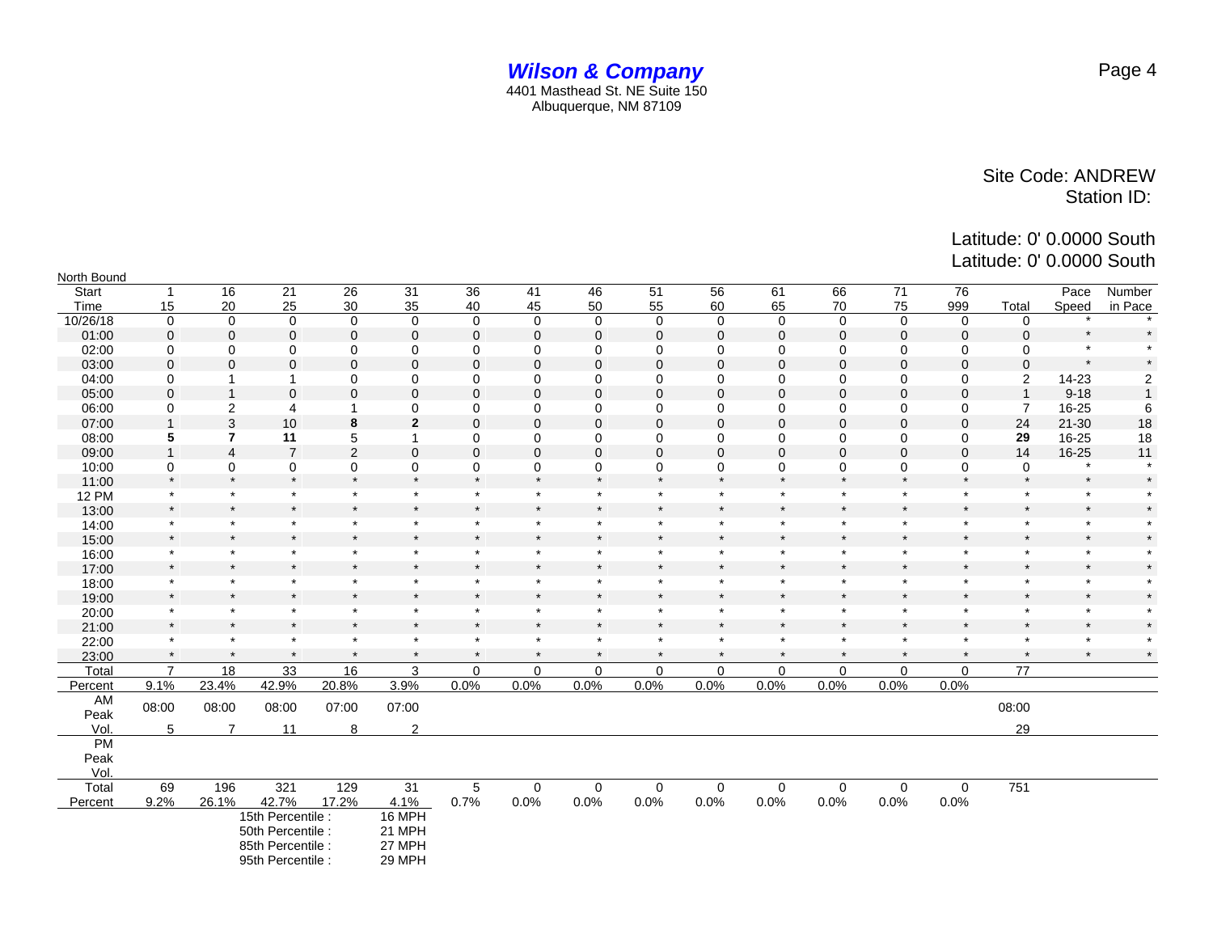# *Wilson & Company*

4401 Masthead St. NE Suite 150
Albuquerque, NM 87109

Site Code: ANDREW
Station ID:

Latitude: 0' 0.0000 South
Latitude: 0' 0.0000 South

North Bound

| Start Time | 1 15 | 16 20 | 21 25 | 26 30 | 31 35 | 36 40 | 41 45 | 46 50 | 51 55 | 56 60 | 61 65 | 66 70 | 71 75 | 76 999 | Total | Pace Speed | Number in Pace |
|---|---|---|---|---|---|---|---|---|---|---|---|---|---|---|---|---|---|
| 10/26/18 | 0 | 0 | 0 | 0 | 0 | 0 | 0 | 0 | 0 | 0 | 0 | 0 | 0 | 0 | 0 | * | * |
| 01:00 | 0 | 0 | 0 | 0 | 0 | 0 | 0 | 0 | 0 | 0 | 0 | 0 | 0 | 0 | 0 | * | * |
| 02:00 | 0 | 0 | 0 | 0 | 0 | 0 | 0 | 0 | 0 | 0 | 0 | 0 | 0 | 0 | 0 | * | * |
| 03:00 | 0 | 0 | 0 | 0 | 0 | 0 | 0 | 0 | 0 | 0 | 0 | 0 | 0 | 0 | 0 | * | * |
| 04:00 | 0 | 1 | 1 | 0 | 0 | 0 | 0 | 0 | 0 | 0 | 0 | 0 | 0 | 0 | 2 | 14-23 | 2 |
| 05:00 | 0 | 1 | 0 | 0 | 0 | 0 | 0 | 0 | 0 | 0 | 0 | 0 | 0 | 0 | 1 | 9-18 | 1 |
| 06:00 | 0 | 2 | 4 | 1 | 0 | 0 | 0 | 0 | 0 | 0 | 0 | 0 | 0 | 0 | 7 | 16-25 | 6 |
| 07:00 | 1 | 3 | 10 | **8** | **2** | 0 | 0 | 0 | 0 | 0 | 0 | 0 | 0 | 0 | 24 | 21-30 | 18 |
| 08:00 | **5** | **7** | **11** | 5 | 1 | 0 | 0 | 0 | 0 | 0 | 0 | 0 | 0 | 0 | **29** | 16-25 | 18 |
| 09:00 | 1 | 4 | 7 | 2 | 0 | 0 | 0 | 0 | 0 | 0 | 0 | 0 | 0 | 0 | 14 | 16-25 | 11 |
| 10:00 | 0 | 0 | 0 | 0 | 0 | 0 | 0 | 0 | 0 | 0 | 0 | 0 | 0 | 0 | 0 | * | * |
| 11:00 | * | * | * | * | * | * | * | * | * | * | * | * | * | * | * | * | * |
| 12 PM | * | * | * | * | * | * | * | * | * | * | * | * | * | * | * | * | * |
| 13:00 | * | * | * | * | * | * | * | * | * | * | * | * | * | * | * | * | * |
| 14:00 | * | * | * | * | * | * | * | * | * | * | * | * | * | * | * | * | * |
| 15:00 | * | * | * | * | * | * | * | * | * | * | * | * | * | * | * | * | * |
| 16:00 | * | * | * | * | * | * | * | * | * | * | * | * | * | * | * | * | * |
| 17:00 | * | * | * | * | * | * | * | * | * | * | * | * | * | * | * | * | * |
| 18:00 | * | * | * | * | * | * | * | * | * | * | * | * | * | * | * | * | * |
| 19:00 | * | * | * | * | * | * | * | * | * | * | * | * | * | * | * | * | * |
| 20:00 | * | * | * | * | * | * | * | * | * | * | * | * | * | * | * | * | * |
| 21:00 | * | * | * | * | * | * | * | * | * | * | * | * | * | * | * | * | * |
| 22:00 | * | * | * | * | * | * | * | * | * | * | * | * | * | * | * | * | * |
| 23:00 | * | * | * | * | * | * | * | * | * | * | * | * | * | * | * | * | * |
| Total | 7 | 18 | 33 | 16 | 3 | 0 | 0 | 0 | 0 | 0 | 0 | 0 | 0 | 0 | 77 | | |
| Percent | 9.1% | 23.4% | 42.9% | 20.8% | 3.9% | 0.0% | 0.0% | 0.0% | 0.0% | 0.0% | 0.0% | 0.0% | 0.0% | 0.0% | | | |
| AM Peak | 08:00 | 08:00 | 08:00 | 07:00 | 07:00 | | | | | | | | | | 08:00 | | |
| Vol. | 5 | 7 | 11 | 8 | 2 | | | | | | | | | | 29 | | |
| PM Peak | | | | | | | | | | | | | | | | | |
| Vol. | | | | | | | | | | | | | | | | | |
| Total | 69 | 196 | 321 | 129 | 31 | 5 | 0 | 0 | 0 | 0 | 0 | 0 | 0 | 0 | 751 | | |
| Percent | 9.2% | 26.1% | 42.7% | 17.2% | 4.1% | 0.7% | 0.0% | 0.0% | 0.0% | 0.0% | 0.0% | 0.0% | 0.0% | 0.0% | | | |

15th Percentile : 16 MPH
50th Percentile : 21 MPH
85th Percentile : 27 MPH
95th Percentile : 29 MPH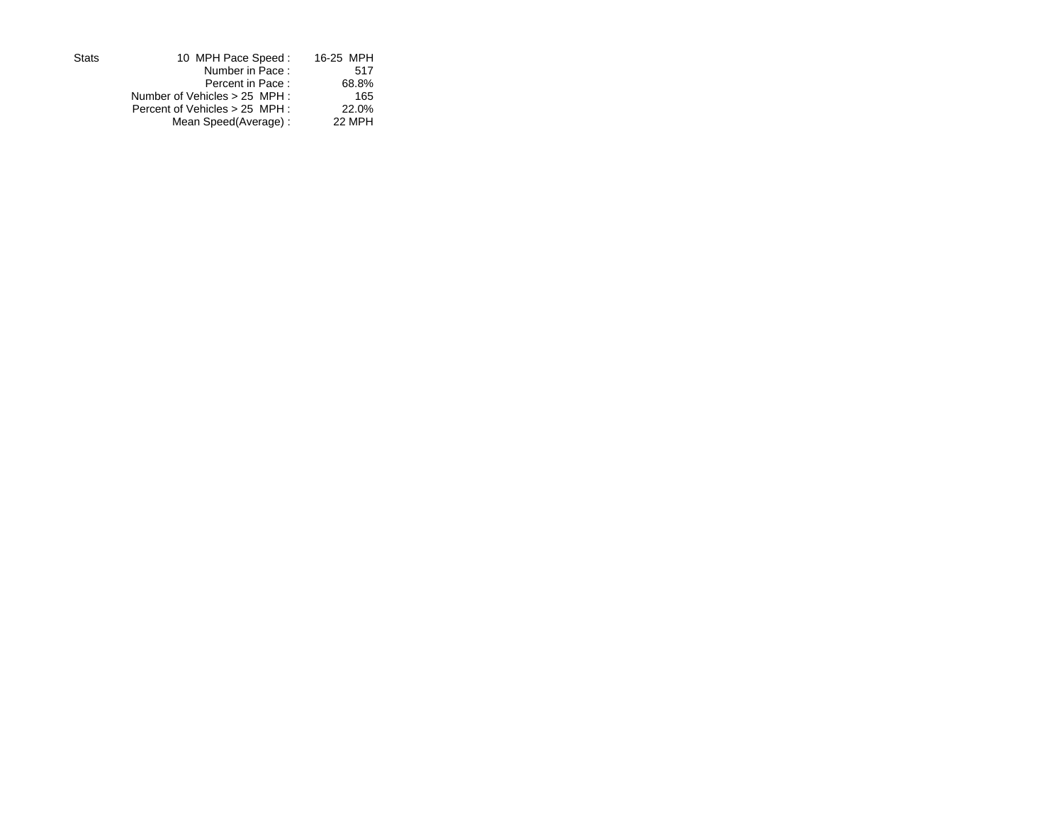| Stats | | |
| --- | --- | --- |
| | 10 MPH Pace Speed : | 16-25 MPH |
| | Number in Pace : | 517 |
| | Percent in Pace : | 68.8% |
| | Number of Vehicles > 25 MPH : | 165 |
| | Percent of Vehicles > 25 MPH : | 22.0% |
| | Mean Speed(Average) : | 22 MPH |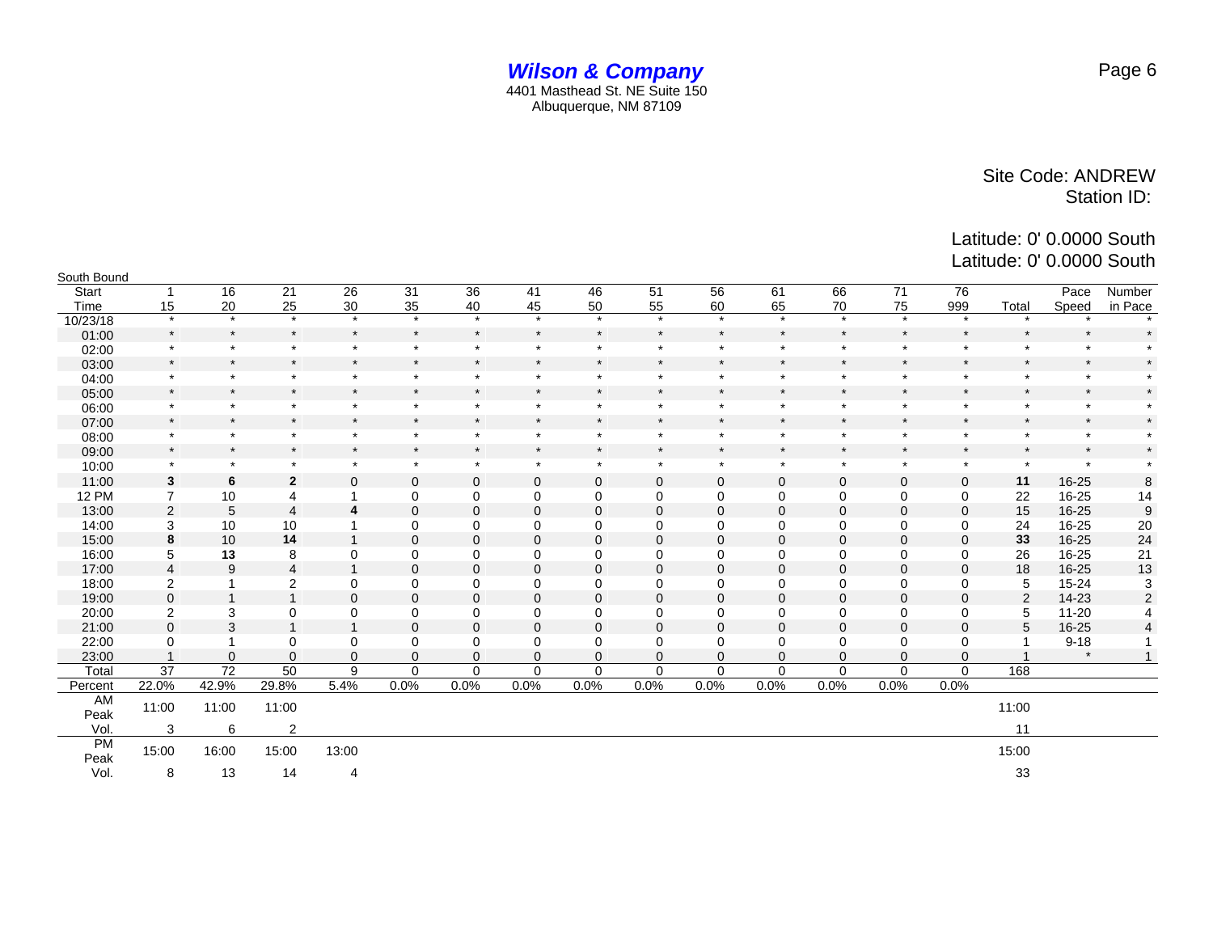# *Wilson & Company*

4401 Masthead St. NE Suite 150
Albuquerque, NM 87109

Site Code: ANDREW
Station ID:

Latitude: 0' 0.0000 South
Latitude: 0' 0.0000 South

South Bound

| Start Time | 1 15 | 16 20 | 21 25 | 26 30 | 31 35 | 36 40 | 41 45 | 46 50 | 51 55 | 56 60 | 61 65 | 66 70 | 71 75 | 76 999 | Total | Pace Speed | Number in Pace |
|---|---|---|---|---|---|---|---|---|---|---|---|---|---|---|---|---|---|
| 10/23/18 | * | * | * | * | * | * | * | * | * | * | * | * | * | * | * | * | * |
| 01:00 | * | * | * | * | * | * | * | * | * | * | * | * | * | * | * | * | * |
| 02:00 | * | * | * | * | * | * | * | * | * | * | * | * | * | * | * | * | * |
| 03:00 | * | * | * | * | * | * | * | * | * | * | * | * | * | * | * | * | * |
| 04:00 | * | * | * | * | * | * | * | * | * | * | * | * | * | * | * | * | * |
| 05:00 | * | * | * | * | * | * | * | * | * | * | * | * | * | * | * | * | * |
| 06:00 | * | * | * | * | * | * | * | * | * | * | * | * | * | * | * | * | * |
| 07:00 | * | * | * | * | * | * | * | * | * | * | * | * | * | * | * | * | * |
| 08:00 | * | * | * | * | * | * | * | * | * | * | * | * | * | * | * | * | * |
| 09:00 | * | * | * | * | * | * | * | * | * | * | * | * | * | * | * | * | * |
| 10:00 | * | * | * | * | * | * | * | * | * | * | * | * | * | * | * | * | * |
| 11:00 | **3** | **6** | **2** | 0 | 0 | 0 | 0 | 0 | 0 | 0 | 0 | 0 | 0 | 0 | **11** | 16-25 | 8 |
| 12 PM | 7 | 10 | 4 | 1 | 0 | 0 | 0 | 0 | 0 | 0 | 0 | 0 | 0 | 0 | 22 | 16-25 | 14 |
| 13:00 | 2 | 5 | 4 | **4** | 0 | 0 | 0 | 0 | 0 | 0 | 0 | 0 | 0 | 0 | 15 | 16-25 | 9 |
| 14:00 | 3 | 10 | 10 | 1 | 0 | 0 | 0 | 0 | 0 | 0 | 0 | 0 | 0 | 0 | 24 | 16-25 | 20 |
| 15:00 | **8** | 10 | **14** | 1 | 0 | 0 | 0 | 0 | 0 | 0 | 0 | 0 | 0 | 0 | **33** | 16-25 | 24 |
| 16:00 | 5 | **13** | 8 | 0 | 0 | 0 | 0 | 0 | 0 | 0 | 0 | 0 | 0 | 0 | 26 | 16-25 | 21 |
| 17:00 | 4 | 9 | 4 | 1 | 0 | 0 | 0 | 0 | 0 | 0 | 0 | 0 | 0 | 0 | 18 | 16-25 | 13 |
| 18:00 | 2 | 1 | 2 | 0 | 0 | 0 | 0 | 0 | 0 | 0 | 0 | 0 | 0 | 0 | 5 | 15-24 | 3 |
| 19:00 | 0 | 1 | 1 | 0 | 0 | 0 | 0 | 0 | 0 | 0 | 0 | 0 | 0 | 0 | 2 | 14-23 | 2 |
| 20:00 | 2 | 3 | 0 | 0 | 0 | 0 | 0 | 0 | 0 | 0 | 0 | 0 | 0 | 0 | 5 | 11-20 | 4 |
| 21:00 | 0 | 3 | 1 | 1 | 0 | 0 | 0 | 0 | 0 | 0 | 0 | 0 | 0 | 0 | 5 | 16-25 | 4 |
| 22:00 | 0 | 1 | 0 | 0 | 0 | 0 | 0 | 0 | 0 | 0 | 0 | 0 | 0 | 0 | 1 | 9-18 | 1 |
| 23:00 | 1 | 0 | 0 | 0 | 0 | 0 | 0 | 0 | 0 | 0 | 0 | 0 | 0 | 0 | 1 | * | 1 |
| Total | 37 | 72 | 50 | 9 | 0 | 0 | 0 | 0 | 0 | 0 | 0 | 0 | 0 | 0 | 168 | | |
| Percent | 22.0% | 42.9% | 29.8% | 5.4% | 0.0% | 0.0% | 0.0% | 0.0% | 0.0% | 0.0% | 0.0% | 0.0% | 0.0% | 0.0% | | | |
| AM Peak | 11:00 | 11:00 | 11:00 | | | | | | | | | | | | 11:00 | | |
| Vol. | 3 | 6 | 2 | | | | | | | | | | | | 11 | | |
| PM Peak | 15:00 | 16:00 | 15:00 | 13:00 | | | | | | | | | | | 15:00 | | |
| Vol. | 8 | 13 | 14 | 4 | | | | | | | | | | | 33 | | |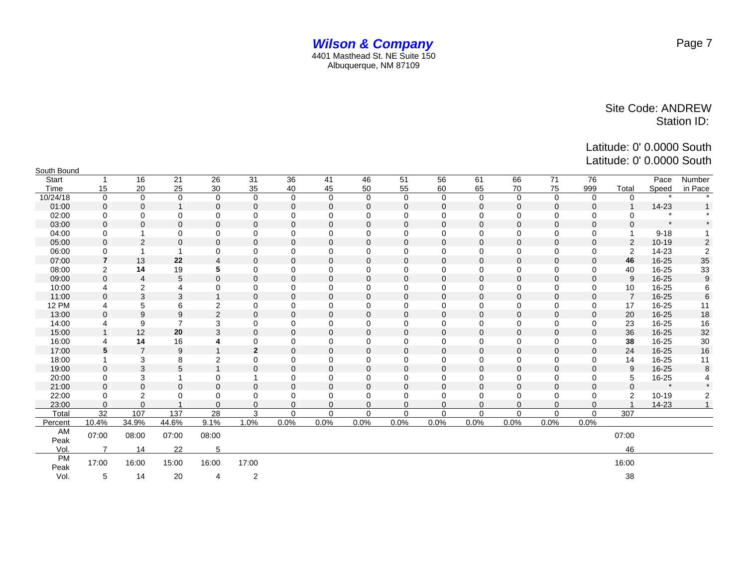# Wilson & Company

4401 Masthead St. NE Suite 150
Albuquerque, NM 87109

Site Code: ANDREW
Station ID:

Latitude: 0' 0.0000 South
Latitude: 0' 0.0000 South

South Bound

| Start Time | 1 15 | 16 20 | 21 25 | 26 30 | 31 35 | 36 40 | 41 45 | 46 50 | 51 55 | 56 60 | 61 65 | 66 70 | 71 75 | 76 999 | Total | Pace Speed | Number in Pace |
|---|---|---|---|---|---|---|---|---|---|---|---|---|---|---|---|---|---|
| 10/24/18 | 0 | 0 | 0 | 0 | 0 | 0 | 0 | 0 | 0 | 0 | 0 | 0 | 0 | 0 | 0 | * | * |
| 01:00 | 0 | 0 | 1 | 0 | 0 | 0 | 0 | 0 | 0 | 0 | 0 | 0 | 0 | 0 | 1 | 14-23 | 1 |
| 02:00 | 0 | 0 | 0 | 0 | 0 | 0 | 0 | 0 | 0 | 0 | 0 | 0 | 0 | 0 | 0 | * | * |
| 03:00 | 0 | 0 | 0 | 0 | 0 | 0 | 0 | 0 | 0 | 0 | 0 | 0 | 0 | 0 | 0 | * | * |
| 04:00 | 0 | 1 | 0 | 0 | 0 | 0 | 0 | 0 | 0 | 0 | 0 | 0 | 0 | 0 | 1 | 9-18 | 1 |
| 05:00 | 0 | 2 | 0 | 0 | 0 | 0 | 0 | 0 | 0 | 0 | 0 | 0 | 0 | 0 | 2 | 10-19 | 2 |
| 06:00 | 0 | 1 | 1 | 0 | 0 | 0 | 0 | 0 | 0 | 0 | 0 | 0 | 0 | 0 | 2 | 14-23 | 2 |
| 07:00 | **7** | 13 | **22** | 4 | 0 | 0 | 0 | 0 | 0 | 0 | 0 | 0 | 0 | 0 | **46** | 16-25 | 35 |
| 08:00 | 2 | **14** | 19 | **5** | 0 | 0 | 0 | 0 | 0 | 0 | 0 | 0 | 0 | 0 | 40 | 16-25 | 33 |
| 09:00 | 0 | 4 | 5 | 0 | 0 | 0 | 0 | 0 | 0 | 0 | 0 | 0 | 0 | 0 | 9 | 16-25 | 9 |
| 10:00 | 4 | 2 | 4 | 0 | 0 | 0 | 0 | 0 | 0 | 0 | 0 | 0 | 0 | 0 | 10 | 16-25 | 6 |
| 11:00 | 0 | 3 | 3 | 1 | 0 | 0 | 0 | 0 | 0 | 0 | 0 | 0 | 0 | 0 | 7 | 16-25 | 6 |
| 12 PM | 4 | 5 | 6 | 2 | 0 | 0 | 0 | 0 | 0 | 0 | 0 | 0 | 0 | 0 | 17 | 16-25 | 11 |
| 13:00 | 0 | 9 | 9 | 2 | 0 | 0 | 0 | 0 | 0 | 0 | 0 | 0 | 0 | 0 | 20 | 16-25 | 18 |
| 14:00 | 4 | 9 | 7 | 3 | 0 | 0 | 0 | 0 | 0 | 0 | 0 | 0 | 0 | 0 | 23 | 16-25 | 16 |
| 15:00 | 1 | 12 | **20** | 3 | 0 | 0 | 0 | 0 | 0 | 0 | 0 | 0 | 0 | 0 | 36 | 16-25 | 32 |
| 16:00 | 4 | **14** | 16 | **4** | 0 | 0 | 0 | 0 | 0 | 0 | 0 | 0 | 0 | 0 | **38** | 16-25 | 30 |
| 17:00 | **5** | 7 | 9 | 1 | **2** | 0 | 0 | 0 | 0 | 0 | 0 | 0 | 0 | 0 | 24 | 16-25 | 16 |
| 18:00 | 1 | 3 | 8 | 2 | 0 | 0 | 0 | 0 | 0 | 0 | 0 | 0 | 0 | 0 | 14 | 16-25 | 11 |
| 19:00 | 0 | 3 | 5 | 1 | 0 | 0 | 0 | 0 | 0 | 0 | 0 | 0 | 0 | 0 | 9 | 16-25 | 8 |
| 20:00 | 0 | 3 | 1 | 0 | 1 | 0 | 0 | 0 | 0 | 0 | 0 | 0 | 0 | 0 | 5 | 16-25 | 4 |
| 21:00 | 0 | 0 | 0 | 0 | 0 | 0 | 0 | 0 | 0 | 0 | 0 | 0 | 0 | 0 | 0 | * | * |
| 22:00 | 0 | 2 | 0 | 0 | 0 | 0 | 0 | 0 | 0 | 0 | 0 | 0 | 0 | 0 | 2 | 10-19 | 2 |
| 23:00 | 0 | 0 | 1 | 0 | 0 | 0 | 0 | 0 | 0 | 0 | 0 | 0 | 0 | 0 | 1 | 14-23 | 1 |
| Total | 32 | 107 | 137 | 28 | 3 | 0 | 0 | 0 | 0 | 0 | 0 | 0 | 0 | 0 | 307 | | |
| Percent | 10.4% | 34.9% | 44.6% | 9.1% | 1.0% | 0.0% | 0.0% | 0.0% | 0.0% | 0.0% | 0.0% | 0.0% | 0.0% | 0.0% | | | |
| AM Peak | 07:00 | 08:00 | 07:00 | 08:00 | | | | | | | | | | | 07:00 | | |
| Vol. | 7 | 14 | 22 | 5 | | | | | | | | | | | 46 | | |
| PM Peak | 17:00 | 16:00 | 15:00 | 16:00 | 17:00 | | | | | | | | | | 16:00 | | |
| Vol. | 5 | 14 | 20 | 4 | 2 | | | | | | | | | | 38 | | |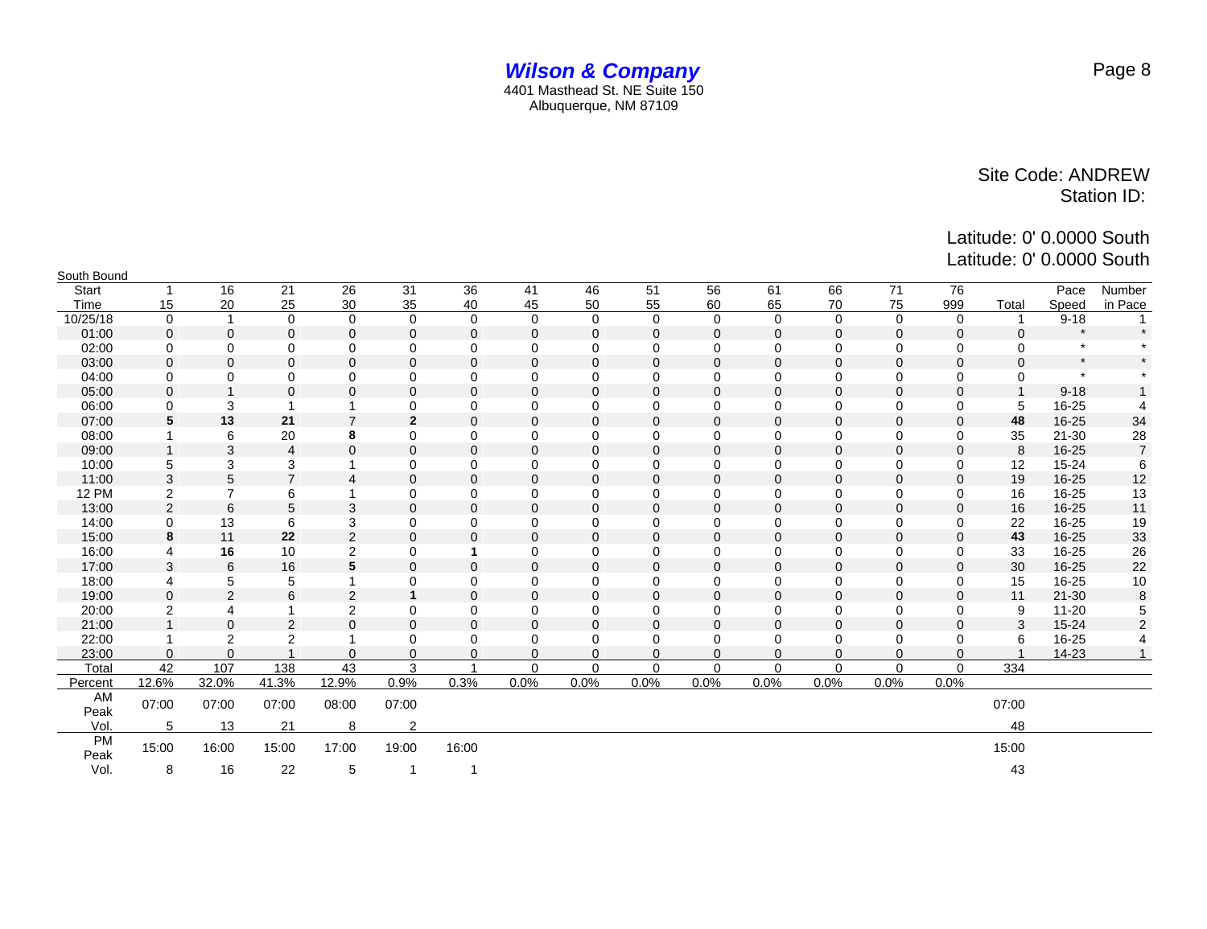# *Wilson & Company*

4401 Masthead St. NE Suite 150
Albuquerque, NM 87109

Site Code: ANDREW
Station ID:

Latitude: 0' 0.0000 South
Latitude: 0' 0.0000 South

South Bound

| Start Time | 1 15 | 16 20 | 21 25 | 26 30 | 31 35 | 36 40 | 41 45 | 46 50 | 51 55 | 56 60 | 61 65 | 66 70 | 71 75 | 76 999 | Total | Pace Speed | Number in Pace |
|---|---|---|---|---|---|---|---|---|---|---|---|---|---|---|---|---|---|
| 10/25/18 | 0 | 1 | 0 | 0 | 0 | 0 | 0 | 0 | 0 | 0 | 0 | 0 | 0 | 0 | 1 | 9-18 | 1 |
| 01:00 | 0 | 0 | 0 | 0 | 0 | 0 | 0 | 0 | 0 | 0 | 0 | 0 | 0 | 0 | 0 | * | * |
| 02:00 | 0 | 0 | 0 | 0 | 0 | 0 | 0 | 0 | 0 | 0 | 0 | 0 | 0 | 0 | 0 | * | * |
| 03:00 | 0 | 0 | 0 | 0 | 0 | 0 | 0 | 0 | 0 | 0 | 0 | 0 | 0 | 0 | 0 | * | * |
| 04:00 | 0 | 0 | 0 | 0 | 0 | 0 | 0 | 0 | 0 | 0 | 0 | 0 | 0 | 0 | 0 | * | * |
| 05:00 | 0 | 1 | 0 | 0 | 0 | 0 | 0 | 0 | 0 | 0 | 0 | 0 | 0 | 0 | 1 | 9-18 | 1 |
| 06:00 | 0 | 3 | 1 | 1 | 0 | 0 | 0 | 0 | 0 | 0 | 0 | 0 | 0 | 0 | 5 | 16-25 | 4 |
| 07:00 | **5** | **13** | **21** | 7 | **2** | 0 | 0 | 0 | 0 | 0 | 0 | 0 | 0 | 0 | **48** | 16-25 | 34 |
| 08:00 | 1 | 6 | 20 | **8** | 0 | 0 | 0 | 0 | 0 | 0 | 0 | 0 | 0 | 0 | 35 | 21-30 | 28 |
| 09:00 | 1 | 3 | 4 | 0 | 0 | 0 | 0 | 0 | 0 | 0 | 0 | 0 | 0 | 0 | 8 | 16-25 | 7 |
| 10:00 | 5 | 3 | 3 | 1 | 0 | 0 | 0 | 0 | 0 | 0 | 0 | 0 | 0 | 0 | 12 | 15-24 | 6 |
| 11:00 | 3 | 5 | 7 | 4 | 0 | 0 | 0 | 0 | 0 | 0 | 0 | 0 | 0 | 0 | 19 | 16-25 | 12 |
| 12 PM | 2 | 7 | 6 | 1 | 0 | 0 | 0 | 0 | 0 | 0 | 0 | 0 | 0 | 0 | 16 | 16-25 | 13 |
| 13:00 | 2 | 6 | 5 | 3 | 0 | 0 | 0 | 0 | 0 | 0 | 0 | 0 | 0 | 0 | 16 | 16-25 | 11 |
| 14:00 | 0 | 13 | 6 | 3 | 0 | 0 | 0 | 0 | 0 | 0 | 0 | 0 | 0 | 0 | 22 | 16-25 | 19 |
| 15:00 | **8** | 11 | **22** | 2 | 0 | 0 | 0 | 0 | 0 | 0 | 0 | 0 | 0 | 0 | **43** | 16-25 | 33 |
| 16:00 | 4 | **16** | 10 | 2 | 0 | **1** | 0 | 0 | 0 | 0 | 0 | 0 | 0 | 0 | 33 | 16-25 | 26 |
| 17:00 | 3 | 6 | 16 | **5** | 0 | 0 | 0 | 0 | 0 | 0 | 0 | 0 | 0 | 0 | 30 | 16-25 | 22 |
| 18:00 | 4 | 5 | 5 | 1 | 0 | 0 | 0 | 0 | 0 | 0 | 0 | 0 | 0 | 0 | 15 | 16-25 | 10 |
| 19:00 | 0 | 2 | 6 | 2 | **1** | 0 | 0 | 0 | 0 | 0 | 0 | 0 | 0 | 0 | 11 | 21-30 | 8 |
| 20:00 | 2 | 4 | 1 | 2 | 0 | 0 | 0 | 0 | 0 | 0 | 0 | 0 | 0 | 0 | 9 | 11-20 | 5 |
| 21:00 | 1 | 0 | 2 | 0 | 0 | 0 | 0 | 0 | 0 | 0 | 0 | 0 | 0 | 0 | 3 | 15-24 | 2 |
| 22:00 | 1 | 2 | 2 | 1 | 0 | 0 | 0 | 0 | 0 | 0 | 0 | 0 | 0 | 0 | 6 | 16-25 | 4 |
| 23:00 | 0 | 0 | 1 | 0 | 0 | 0 | 0 | 0 | 0 | 0 | 0 | 0 | 0 | 0 | 1 | 14-23 | 1 |
| Total | 42 | 107 | 138 | 43 | 3 | 1 | 0 | 0 | 0 | 0 | 0 | 0 | 0 | 0 | 334 | | |
| Percent | 12.6% | 32.0% | 41.3% | 12.9% | 0.9% | 0.3% | 0.0% | 0.0% | 0.0% | 0.0% | 0.0% | 0.0% | 0.0% | 0.0% | | | |
| AM Peak | 07:00 | 07:00 | 07:00 | 08:00 | 07:00 | | | | | | | | | | 07:00 | | |
| Vol. | 5 | 13 | 21 | 8 | 2 | | | | | | | | | | 48 | | |
| PM Peak | 15:00 | 16:00 | 15:00 | 17:00 | 19:00 | 16:00 | | | | | | | | | 15:00 | | |
| Vol. | 8 | 16 | 22 | 5 | 1 | 1 | | | | | | | | | 43 | | |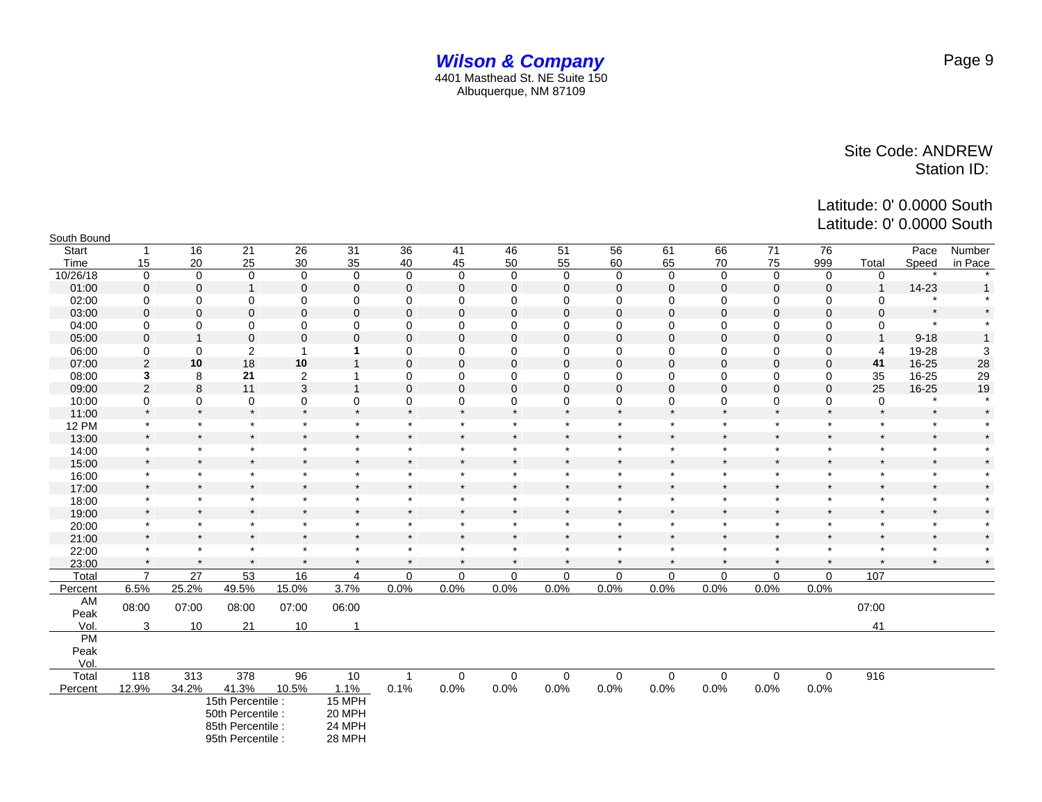# *Wilson & Company*

4401 Masthead St. NE Suite 150
Albuquerque, NM 87109

Site Code: ANDREW
Station ID:

Latitude: 0' 0.0000 South
Latitude: 0' 0.0000 South

South Bound

| Start Time | 1 15 | 16 20 | 21 25 | 26 30 | 31 35 | 36 40 | 41 45 | 46 50 | 51 55 | 56 60 | 61 65 | 66 70 | 71 75 | 76 999 | Total | Pace Speed | Number in Pace |
|---|---|---|---|---|---|---|---|---|---|---|---|---|---|---|---|---|---|
| 10/26/18 | 0 | 0 | 0 | 0 | 0 | 0 | 0 | 0 | 0 | 0 | 0 | 0 | 0 | 0 | 0 | * | * |
| 01:00 | 0 | 0 | 1 | 0 | 0 | 0 | 0 | 0 | 0 | 0 | 0 | 0 | 0 | 0 | 1 | 14-23 | 1 |
| 02:00 | 0 | 0 | 0 | 0 | 0 | 0 | 0 | 0 | 0 | 0 | 0 | 0 | 0 | 0 | 0 | * | * |
| 03:00 | 0 | 0 | 0 | 0 | 0 | 0 | 0 | 0 | 0 | 0 | 0 | 0 | 0 | 0 | 0 | * | * |
| 04:00 | 0 | 0 | 0 | 0 | 0 | 0 | 0 | 0 | 0 | 0 | 0 | 0 | 0 | 0 | 0 | * | * |
| 05:00 | 0 | 1 | 0 | 0 | 0 | 0 | 0 | 0 | 0 | 0 | 0 | 0 | 0 | 0 | 1 | 9-18 | 1 |
| 06:00 | 0 | 0 | 2 | 1 | **1** | 0 | 0 | 0 | 0 | 0 | 0 | 0 | 0 | 0 | 4 | 19-28 | 3 |
| 07:00 | 2 | **10** | 18 | **10** | 1 | 0 | 0 | 0 | 0 | 0 | 0 | 0 | 0 | 0 | **41** | 16-25 | 28 |
| 08:00 | **3** | 8 | **21** | 2 | 1 | 0 | 0 | 0 | 0 | 0 | 0 | 0 | 0 | 0 | 35 | 16-25 | 29 |
| 09:00 | 2 | 8 | 11 | 3 | 1 | 0 | 0 | 0 | 0 | 0 | 0 | 0 | 0 | 0 | 25 | 16-25 | 19 |
| 10:00 | 0 | 0 | 0 | 0 | 0 | 0 | 0 | 0 | 0 | 0 | 0 | 0 | 0 | 0 | 0 | * | * |
| 11:00 | * | * | * | * | * | * | * | * | * | * | * | * | * | * | * | * | * |
| 12 PM | * | * | * | * | * | * | * | * | * | * | * | * | * | * | * | * | * |
| 13:00 | * | * | * | * | * | * | * | * | * | * | * | * | * | * | * | * | * |
| 14:00 | * | * | * | * | * | * | * | * | * | * | * | * | * | * | * | * | * |
| 15:00 | * | * | * | * | * | * | * | * | * | * | * | * | * | * | * | * | * |
| 16:00 | * | * | * | * | * | * | * | * | * | * | * | * | * | * | * | * | * |
| 17:00 | * | * | * | * | * | * | * | * | * | * | * | * | * | * | * | * | * |
| 18:00 | * | * | * | * | * | * | * | * | * | * | * | * | * | * | * | * | * |
| 19:00 | * | * | * | * | * | * | * | * | * | * | * | * | * | * | * | * | * |
| 20:00 | * | * | * | * | * | * | * | * | * | * | * | * | * | * | * | * | * |
| 21:00 | * | * | * | * | * | * | * | * | * | * | * | * | * | * | * | * | * |
| 22:00 | * | * | * | * | * | * | * | * | * | * | * | * | * | * | * | * | * |
| 23:00 | * | * | * | * | * | * | * | * | * | * | * | * | * | * | * | * | * |
| Total | 7 | 27 | 53 | 16 | 4 | 0 | 0 | 0 | 0 | 0 | 0 | 0 | 0 | 0 | 107 | | |
| Percent | 6.5% | 25.2% | 49.5% | 15.0% | 3.7% | 0.0% | 0.0% | 0.0% | 0.0% | 0.0% | 0.0% | 0.0% | 0.0% | 0.0% | | | |
| AM Peak | 08:00 | 07:00 | 08:00 | 07:00 | 06:00 | | | | | | | | | | 07:00 | | |
| Vol. | 3 | 10 | 21 | 10 | 1 | | | | | | | | | | 41 | | |
| PM Peak | | | | | | | | | | | | | | | | | |
| Vol. | | | | | | | | | | | | | | | | | |
| Total | 118 | 313 | 378 | 96 | 10 | 1 | 0 | 0 | 0 | 0 | 0 | 0 | 0 | 0 | 916 | | |
| Percent | 12.9% | 34.2% | 41.3% | 10.5% | 1.1% | 0.1% | 0.0% | 0.0% | 0.0% | 0.0% | 0.0% | 0.0% | 0.0% | 0.0% | | | |

15th Percentile : 15 MPH
50th Percentile : 20 MPH
85th Percentile : 24 MPH
95th Percentile : 28 MPH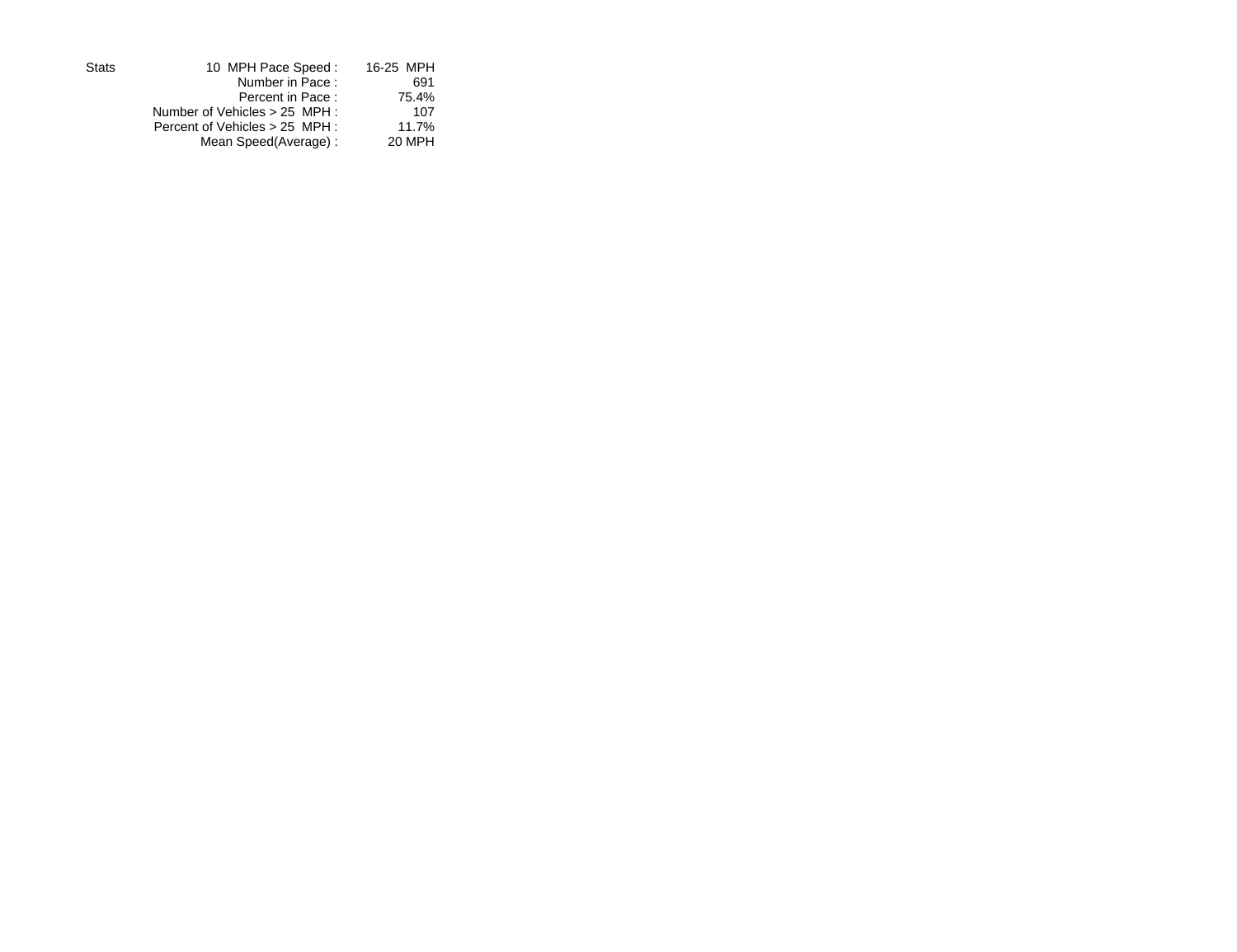| Stats | | |
|---|---|---|
| | 10 MPH Pace Speed : | 16-25 MPH |
| | Number in Pace : | 691 |
| | Percent in Pace : | 75.4% |
| | Number of Vehicles > 25 MPH : | 107 |
| | Percent of Vehicles > 25 MPH : | 11.7% |
| | Mean Speed(Average) : | 20 MPH |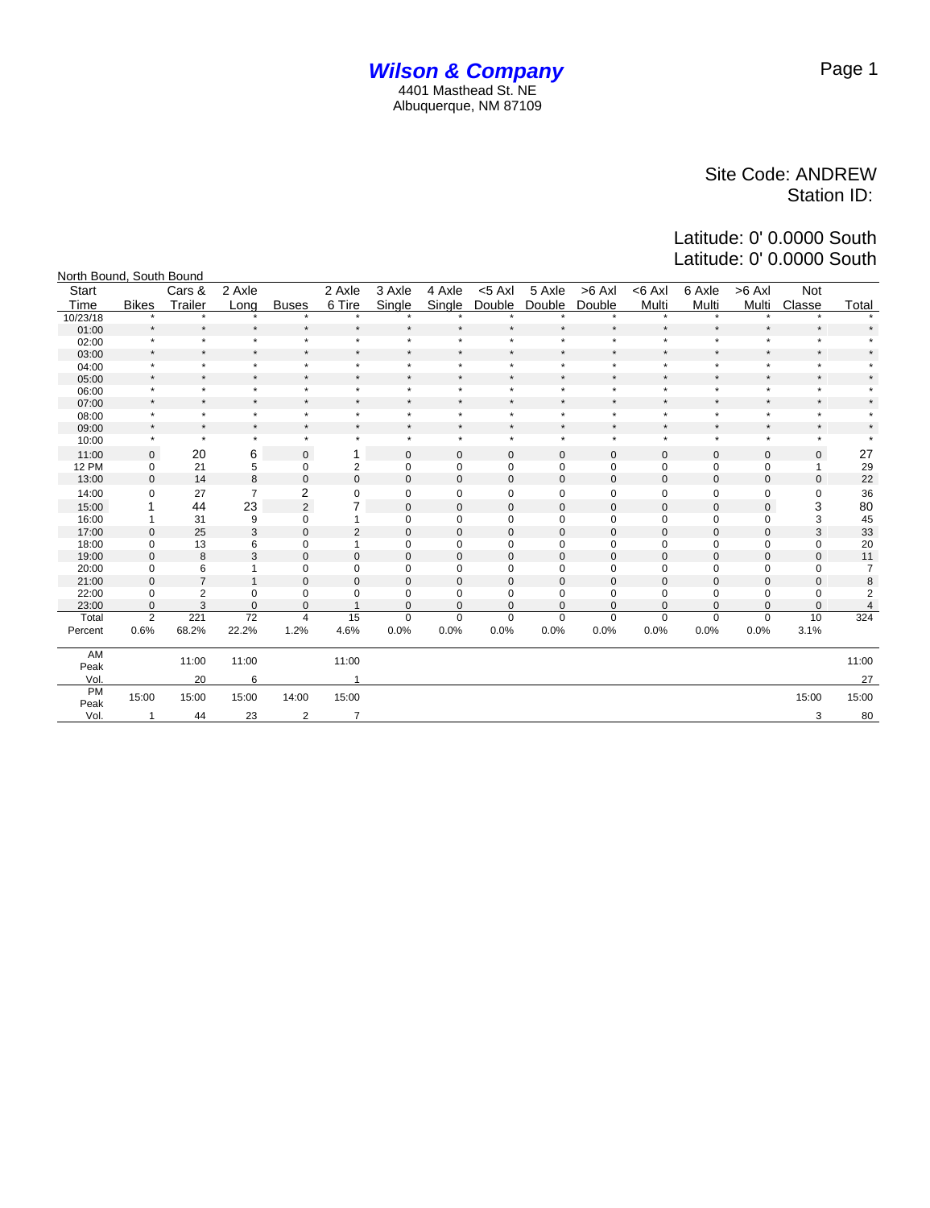# *Wilson & Company*

4401 Masthead St. NE
Albuquerque, NM 87109

Site Code: ANDREW
Station ID:

Latitude: 0' 0.0000 South
Latitude: 0' 0.0000 South

North Bound, South Bound

| Start Time | Bikes | Cars & Trailer | 2 Axle Long | Buses | 2 Axle 6 Tire | 3 Axle Single | 4 Axle Single | <5 Axl Double | 5 Axle Double | >6 Axl Double | <6 Axl Multi | 6 Axle Multi | >6 Axl Multi | Not Classe | Total |
|---|---|---|---|---|---|---|---|---|---|---|---|---|---|---|---|
| 10/23/18 | * | * | * | * | * | * | * | * | * | * | * | * | * | * | * |
| 01:00 | * | * | * | * | * | * | * | * | * | * | * | * | * | * | * |
| 02:00 | * | * | * | * | * | * | * | * | * | * | * | * | * | * | * |
| 03:00 | * | * | * | * | * | * | * | * | * | * | * | * | * | * | * |
| 04:00 | * | * | * | * | * | * | * | * | * | * | * | * | * | * | * |
| 05:00 | * | * | * | * | * | * | * | * | * | * | * | * | * | * | * |
| 06:00 | * | * | * | * | * | * | * | * | * | * | * | * | * | * | * |
| 07:00 | * | * | * | * | * | * | * | * | * | * | * | * | * | * | * |
| 08:00 | * | * | * | * | * | * | * | * | * | * | * | * | * | * | * |
| 09:00 | * | * | * | * | * | * | * | * | * | * | * | * | * | * | * |
| 10:00 | * | * | * | * | * | * | * | * | * | * | * | * | * | * | * |
| 11:00 | 0 | 20 | 6 | 0 | 1 | 0 | 0 | 0 | 0 | 0 | 0 | 0 | 0 | 0 | 27 |
| 12 PM | 0 | 21 | 5 | 0 | 2 | 0 | 0 | 0 | 0 | 0 | 0 | 0 | 0 | 1 | 29 |
| 13:00 | 0 | 14 | 8 | 0 | 0 | 0 | 0 | 0 | 0 | 0 | 0 | 0 | 0 | 0 | 22 |
| 14:00 | 0 | 27 | 7 | 2 | 0 | 0 | 0 | 0 | 0 | 0 | 0 | 0 | 0 | 0 | 36 |
| 15:00 | 1 | 44 | 23 | 2 | 7 | 0 | 0 | 0 | 0 | 0 | 0 | 0 | 0 | 3 | 80 |
| 16:00 | 1 | 31 | 9 | 0 | 1 | 0 | 0 | 0 | 0 | 0 | 0 | 0 | 0 | 3 | 45 |
| 17:00 | 0 | 25 | 3 | 0 | 2 | 0 | 0 | 0 | 0 | 0 | 0 | 0 | 0 | 3 | 33 |
| 18:00 | 0 | 13 | 6 | 0 | 1 | 0 | 0 | 0 | 0 | 0 | 0 | 0 | 0 | 0 | 20 |
| 19:00 | 0 | 8 | 3 | 0 | 0 | 0 | 0 | 0 | 0 | 0 | 0 | 0 | 0 | 0 | 11 |
| 20:00 | 0 | 6 | 1 | 0 | 0 | 0 | 0 | 0 | 0 | 0 | 0 | 0 | 0 | 0 | 7 |
| 21:00 | 0 | 7 | 1 | 0 | 0 | 0 | 0 | 0 | 0 | 0 | 0 | 0 | 0 | 0 | 8 |
| 22:00 | 0 | 2 | 0 | 0 | 0 | 0 | 0 | 0 | 0 | 0 | 0 | 0 | 0 | 0 | 2 |
| 23:00 | 0 | 3 | 0 | 0 | 1 | 0 | 0 | 0 | 0 | 0 | 0 | 0 | 0 | 0 | 4 |
| Total | 2 | 221 | 72 | 4 | 15 | 0 | 0 | 0 | 0 | 0 | 0 | 0 | 0 | 10 | 324 |
| Percent | 0.6% | 68.2% | 22.2% | 1.2% | 4.6% | 0.0% | 0.0% | 0.0% | 0.0% | 0.0% | 0.0% | 0.0% | 0.0% | 3.1% | |
| AM Peak | | 11:00 | 11:00 | | 11:00 | | | | | | | | | | 11:00 |
| Vol. | | 20 | 6 | | 1 | | | | | | | | | | 27 |
| PM Peak | 15:00 | 15:00 | 15:00 | 14:00 | 15:00 | | | | | | | | | 15:00 | 15:00 |
| Vol. | 1 | 44 | 23 | 2 | 7 | | | | | | | | | 3 | 80 |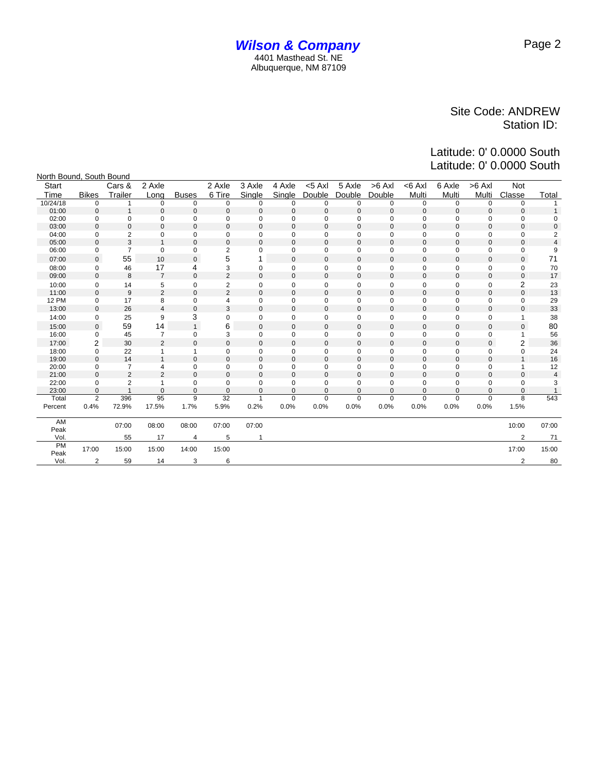**Wilson & Company**
4401 Masthead St. NE
Albuquerque, NM 87109

Site Code: ANDREW
Station ID:

Latitude: 0' 0.0000 South
Latitude: 0' 0.0000 South

North Bound, South Bound

| Start Time | Bikes | Cars & Trailer | 2 Axle Long | Buses | 2 Axle 6 Tire | 3 Axle Single | 4 Axle Single | <5 Axl Double | 5 Axle Double | >6 Axl Double | <6 Axl Multi | 6 Axle Multi | >6 Axl Multi | Not Classe | Total |
|---|---|---|---|---|---|---|---|---|---|---|---|---|---|---|---|
| 10/24/18 | 0 | 1 | 0 | 0 | 0 | 0 | 0 | 0 | 0 | 0 | 0 | 0 | 0 | 0 | 1 |
| 01:00 | 0 | 1 | 0 | 0 | 0 | 0 | 0 | 0 | 0 | 0 | 0 | 0 | 0 | 0 | 1 |
| 02:00 | 0 | 0 | 0 | 0 | 0 | 0 | 0 | 0 | 0 | 0 | 0 | 0 | 0 | 0 | 0 |
| 03:00 | 0 | 0 | 0 | 0 | 0 | 0 | 0 | 0 | 0 | 0 | 0 | 0 | 0 | 0 | 0 |
| 04:00 | 0 | 2 | 0 | 0 | 0 | 0 | 0 | 0 | 0 | 0 | 0 | 0 | 0 | 0 | 2 |
| 05:00 | 0 | 3 | 1 | 0 | 0 | 0 | 0 | 0 | 0 | 0 | 0 | 0 | 0 | 0 | 4 |
| 06:00 | 0 | 7 | 0 | 0 | 2 | 0 | 0 | 0 | 0 | 0 | 0 | 0 | 0 | 0 | 9 |
| 07:00 | 0 | 55 | 10 | 0 | 5 | 1 | 0 | 0 | 0 | 0 | 0 | 0 | 0 | 0 | 71 |
| 08:00 | 0 | 46 | 17 | 4 | 3 | 0 | 0 | 0 | 0 | 0 | 0 | 0 | 0 | 0 | 70 |
| 09:00 | 0 | 8 | 7 | 0 | 2 | 0 | 0 | 0 | 0 | 0 | 0 | 0 | 0 | 0 | 17 |
| 10:00 | 0 | 14 | 5 | 0 | 2 | 0 | 0 | 0 | 0 | 0 | 0 | 0 | 0 | 2 | 23 |
| 11:00 | 0 | 9 | 2 | 0 | 2 | 0 | 0 | 0 | 0 | 0 | 0 | 0 | 0 | 0 | 13 |
| 12 PM | 0 | 17 | 8 | 0 | 4 | 0 | 0 | 0 | 0 | 0 | 0 | 0 | 0 | 0 | 29 |
| 13:00 | 0 | 26 | 4 | 0 | 3 | 0 | 0 | 0 | 0 | 0 | 0 | 0 | 0 | 0 | 33 |
| 14:00 | 0 | 25 | 9 | 3 | 0 | 0 | 0 | 0 | 0 | 0 | 0 | 0 | 0 | 1 | 38 |
| 15:00 | 0 | 59 | 14 | 1 | 6 | 0 | 0 | 0 | 0 | 0 | 0 | 0 | 0 | 0 | 80 |
| 16:00 | 0 | 45 | 7 | 0 | 3 | 0 | 0 | 0 | 0 | 0 | 0 | 0 | 0 | 1 | 56 |
| 17:00 | 2 | 30 | 2 | 0 | 0 | 0 | 0 | 0 | 0 | 0 | 0 | 0 | 0 | 2 | 36 |
| 18:00 | 0 | 22 | 1 | 1 | 0 | 0 | 0 | 0 | 0 | 0 | 0 | 0 | 0 | 0 | 24 |
| 19:00 | 0 | 14 | 1 | 0 | 0 | 0 | 0 | 0 | 0 | 0 | 0 | 0 | 0 | 1 | 16 |
| 20:00 | 0 | 7 | 4 | 0 | 0 | 0 | 0 | 0 | 0 | 0 | 0 | 0 | 0 | 1 | 12 |
| 21:00 | 0 | 2 | 2 | 0 | 0 | 0 | 0 | 0 | 0 | 0 | 0 | 0 | 0 | 0 | 4 |
| 22:00 | 0 | 2 | 1 | 0 | 0 | 0 | 0 | 0 | 0 | 0 | 0 | 0 | 0 | 0 | 3 |
| 23:00 | 0 | 1 | 0 | 0 | 0 | 0 | 0 | 0 | 0 | 0 | 0 | 0 | 0 | 0 | 1 |
| Total | 2 | 396 | 95 | 9 | 32 | 1 | 0 | 0 | 0 | 0 | 0 | 0 | 0 | 8 | 543 |
| Percent | 0.4% | 72.9% | 17.5% | 1.7% | 5.9% | 0.2% | 0.0% | 0.0% | 0.0% | 0.0% | 0.0% | 0.0% | 0.0% | 1.5% | |
| AM Peak | | 07:00 | 08:00 | 08:00 | 07:00 | 07:00 | | | | | | | | 10:00 | 07:00 |
| Vol. | | 55 | 17 | 4 | 5 | 1 | | | | | | | | 2 | 71 |
| PM Peak | 17:00 | 15:00 | 15:00 | 14:00 | 15:00 | | | | | | | | | 17:00 | 15:00 |
| Vol. | 2 | 59 | 14 | 3 | 6 | | | | | | | | | 2 | 80 |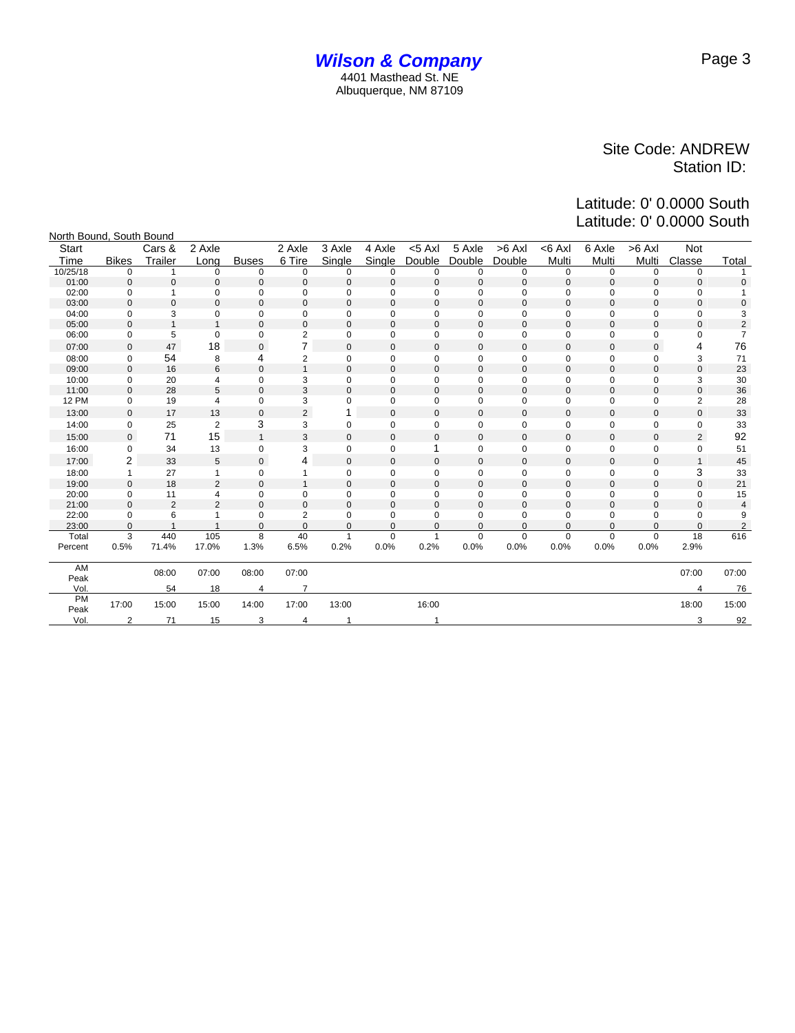**Wilson & Company**
4401 Masthead St. NE
Albuquerque, NM 87109

Site Code: ANDREW
Station ID:

Latitude: 0' 0.0000 South
Latitude: 0' 0.0000 South

North Bound, South Bound

| Start Time | Bikes | Cars & Trailer | 2 Axle Long | Buses | 2 Axle 6 Tire | 3 Axle Single | 4 Axle Single | <5 Axl Double | 5 Axle Double | >6 Axl Double | <6 Axl Multi | 6 Axle Multi | >6 Axl Multi | Not Classe | Total |
|---|---|---|---|---|---|---|---|---|---|---|---|---|---|---|---|
| 10/25/18 | 0 | 1 | 0 | 0 | 0 | 0 | 0 | 0 | 0 | 0 | 0 | 0 | 0 | 0 | 1 |
| 01:00 | 0 | 0 | 0 | 0 | 0 | 0 | 0 | 0 | 0 | 0 | 0 | 0 | 0 | 0 | 0 |
| 02:00 | 0 | 1 | 0 | 0 | 0 | 0 | 0 | 0 | 0 | 0 | 0 | 0 | 0 | 0 | 1 |
| 03:00 | 0 | 0 | 0 | 0 | 0 | 0 | 0 | 0 | 0 | 0 | 0 | 0 | 0 | 0 | 0 |
| 04:00 | 0 | 3 | 0 | 0 | 0 | 0 | 0 | 0 | 0 | 0 | 0 | 0 | 0 | 0 | 3 |
| 05:00 | 0 | 1 | 1 | 0 | 0 | 0 | 0 | 0 | 0 | 0 | 0 | 0 | 0 | 0 | 2 |
| 06:00 | 0 | 5 | 0 | 0 | 2 | 0 | 0 | 0 | 0 | 0 | 0 | 0 | 0 | 0 | 7 |
| 07:00 | 0 | 47 | 18 | 0 | 7 | 0 | 0 | 0 | 0 | 0 | 0 | 0 | 0 | 4 | 76 |
| 08:00 | 0 | 54 | 8 | 4 | 2 | 0 | 0 | 0 | 0 | 0 | 0 | 0 | 0 | 3 | 71 |
| 09:00 | 0 | 16 | 6 | 0 | 1 | 0 | 0 | 0 | 0 | 0 | 0 | 0 | 0 | 0 | 23 |
| 10:00 | 0 | 20 | 4 | 0 | 3 | 0 | 0 | 0 | 0 | 0 | 0 | 0 | 0 | 3 | 30 |
| 11:00 | 0 | 28 | 5 | 0 | 3 | 0 | 0 | 0 | 0 | 0 | 0 | 0 | 0 | 0 | 36 |
| 12 PM | 0 | 19 | 4 | 0 | 3 | 0 | 0 | 0 | 0 | 0 | 0 | 0 | 0 | 2 | 28 |
| 13:00 | 0 | 17 | 13 | 0 | 2 | 1 | 0 | 0 | 0 | 0 | 0 | 0 | 0 | 0 | 33 |
| 14:00 | 0 | 25 | 2 | 3 | 3 | 0 | 0 | 0 | 0 | 0 | 0 | 0 | 0 | 0 | 33 |
| 15:00 | 0 | 71 | 15 | 1 | 3 | 0 | 0 | 0 | 0 | 0 | 0 | 0 | 0 | 2 | 92 |
| 16:00 | 0 | 34 | 13 | 0 | 3 | 0 | 0 | 1 | 0 | 0 | 0 | 0 | 0 | 0 | 51 |
| 17:00 | 2 | 33 | 5 | 0 | 4 | 0 | 0 | 0 | 0 | 0 | 0 | 0 | 0 | 1 | 45 |
| 18:00 | 1 | 27 | 1 | 0 | 1 | 0 | 0 | 0 | 0 | 0 | 0 | 0 | 0 | 3 | 33 |
| 19:00 | 0 | 18 | 2 | 0 | 1 | 0 | 0 | 0 | 0 | 0 | 0 | 0 | 0 | 0 | 21 |
| 20:00 | 0 | 11 | 4 | 0 | 0 | 0 | 0 | 0 | 0 | 0 | 0 | 0 | 0 | 0 | 15 |
| 21:00 | 0 | 2 | 2 | 0 | 0 | 0 | 0 | 0 | 0 | 0 | 0 | 0 | 0 | 0 | 4 |
| 22:00 | 0 | 6 | 1 | 0 | 2 | 0 | 0 | 0 | 0 | 0 | 0 | 0 | 0 | 0 | 9 |
| 23:00 | 0 | 1 | 1 | 0 | 0 | 0 | 0 | 0 | 0 | 0 | 0 | 0 | 0 | 0 | 2 |
| Total | 3 | 440 | 105 | 8 | 40 | 1 | 0 | 1 | 0 | 0 | 0 | 0 | 0 | 18 | 616 |
| Percent | 0.5% | 71.4% | 17.0% | 1.3% | 6.5% | 0.2% | 0.0% | 0.2% | 0.0% | 0.0% | 0.0% | 0.0% | 0.0% | 2.9% | |
| AM Peak | | 08:00 | 07:00 | 08:00 | 07:00 | | | | | | | | | 07:00 | 07:00 |
| Vol. | | 54 | 18 | 4 | 7 | | | | | | | | | 4 | 76 |
| PM Peak | 17:00 | 15:00 | 15:00 | 14:00 | 17:00 | 13:00 | | 16:00 | | | | | | 18:00 | 15:00 |
| Vol. | 2 | 71 | 15 | 3 | 4 | 1 | | 1 | | | | | | 3 | 92 |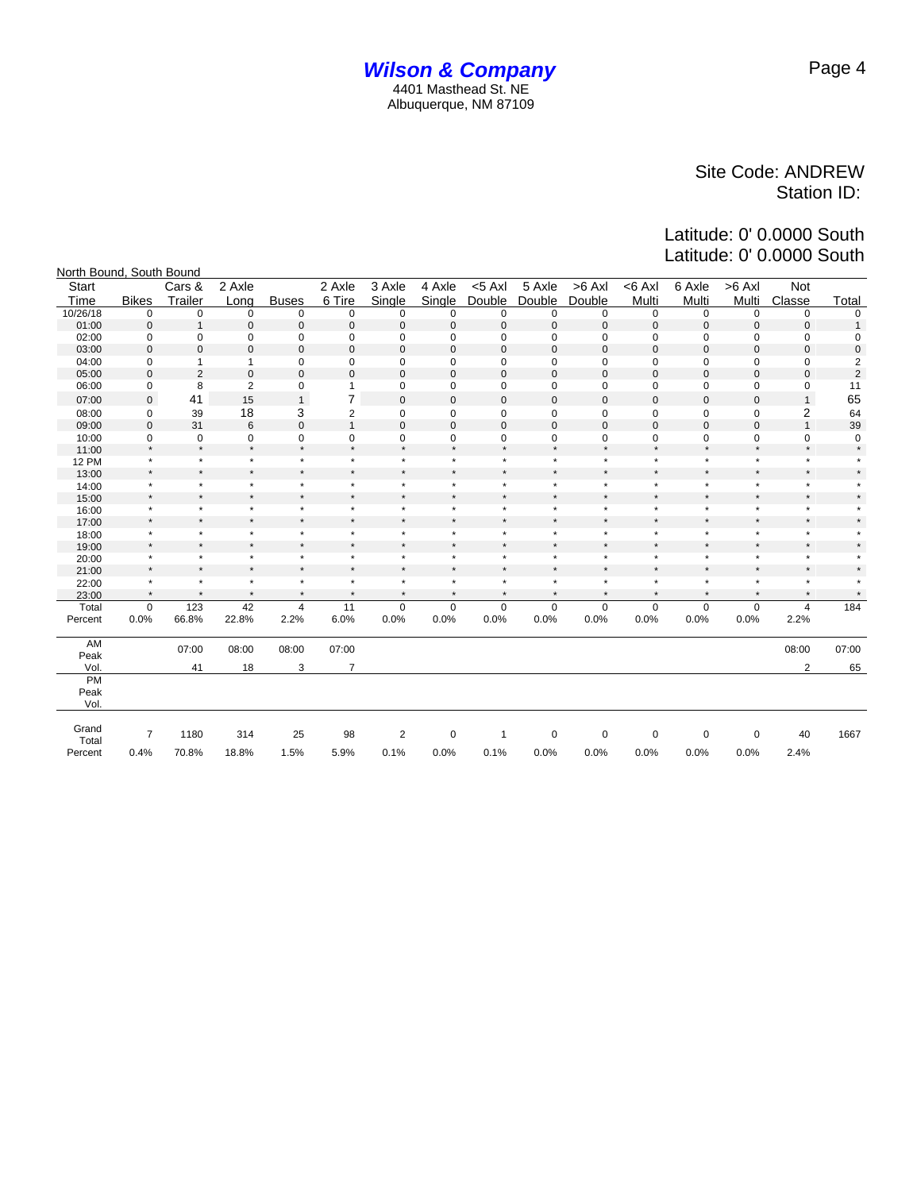# *Wilson & Company*

4401 Masthead St. NE
Albuquerque, NM 87109

Site Code: ANDREW
Station ID:

Latitude: 0' 0.0000 South
Latitude: 0' 0.0000 South

North Bound, South Bound

| Start Time | Bikes | Cars & Trailer | 2 Axle Long | Buses | 2 Axle 6 Tire | 3 Axle Single | 4 Axle Single | <5 Axl Double | 5 Axle Double | >6 Axl Double | <6 Axl Multi | 6 Axle Multi | >6 Axl Multi | Not Classe | Total |
|---|---|---|---|---|---|---|---|---|---|---|---|---|---|---|---|
| 10/26/18 | 0 | 0 | 0 | 0 | 0 | 0 | 0 | 0 | 0 | 0 | 0 | 0 | 0 | 0 | 0 |
| 01:00 | 0 | 1 | 0 | 0 | 0 | 0 | 0 | 0 | 0 | 0 | 0 | 0 | 0 | 0 | 1 |
| 02:00 | 0 | 0 | 0 | 0 | 0 | 0 | 0 | 0 | 0 | 0 | 0 | 0 | 0 | 0 | 0 |
| 03:00 | 0 | 0 | 0 | 0 | 0 | 0 | 0 | 0 | 0 | 0 | 0 | 0 | 0 | 0 | 0 |
| 04:00 | 0 | 1 | 1 | 0 | 0 | 0 | 0 | 0 | 0 | 0 | 0 | 0 | 0 | 0 | 2 |
| 05:00 | 0 | 2 | 0 | 0 | 0 | 0 | 0 | 0 | 0 | 0 | 0 | 0 | 0 | 0 | 2 |
| 06:00 | 0 | 8 | 2 | 0 | 1 | 0 | 0 | 0 | 0 | 0 | 0 | 0 | 0 | 0 | 11 |
| 07:00 | 0 | 41 | 15 | 1 | 7 | 0 | 0 | 0 | 0 | 0 | 0 | 0 | 0 | 1 | 65 |
| 08:00 | 0 | 39 | 18 | 3 | 2 | 0 | 0 | 0 | 0 | 0 | 0 | 0 | 0 | 2 | 64 |
| 09:00 | 0 | 31 | 6 | 0 | 1 | 0 | 0 | 0 | 0 | 0 | 0 | 0 | 0 | 1 | 39 |
| 10:00 | 0 | 0 | 0 | 0 | 0 | 0 | 0 | 0 | 0 | 0 | 0 | 0 | 0 | 0 | 0 |
| 11:00 | * | * | * | * | * | * | * | * | * | * | * | * | * | * | * |
| 12 PM | * | * | * | * | * | * | * | * | * | * | * | * | * | * | * |
| 13:00 | * | * | * | * | * | * | * | * | * | * | * | * | * | * | * |
| 14:00 | * | * | * | * | * | * | * | * | * | * | * | * | * | * | * |
| 15:00 | * | * | * | * | * | * | * | * | * | * | * | * | * | * | * |
| 16:00 | * | * | * | * | * | * | * | * | * | * | * | * | * | * | * |
| 17:00 | * | * | * | * | * | * | * | * | * | * | * | * | * | * | * |
| 18:00 | * | * | * | * | * | * | * | * | * | * | * | * | * | * | * |
| 19:00 | * | * | * | * | * | * | * | * | * | * | * | * | * | * | * |
| 20:00 | * | * | * | * | * | * | * | * | * | * | * | * | * | * | * |
| 21:00 | * | * | * | * | * | * | * | * | * | * | * | * | * | * | * |
| 22:00 | * | * | * | * | * | * | * | * | * | * | * | * | * | * | * |
| 23:00 | * | * | * | * | * | * | * | * | * | * | * | * | * | * | * |
| Total | 0 | 123 | 42 | 4 | 11 | 0 | 0 | 0 | 0 | 0 | 0 | 0 | 0 | 4 | 184 |
| Percent | 0.0% | 66.8% | 22.8% | 2.2% | 6.0% | 0.0% | 0.0% | 0.0% | 0.0% | 0.0% | 0.0% | 0.0% | 0.0% | 2.2% | |
| AM Peak | | 07:00 | 08:00 | 08:00 | 07:00 | | | | | | | | | 08:00 | 07:00 |
| Vol. | | 41 | 18 | 3 | 7 | | | | | | | | | 2 | 65 |
| PM Peak | | | | | | | | | | | | | | | |
| Vol. | | | | | | | | | | | | | | | |
| Grand Total | 7 | 1180 | 314 | 25 | 98 | 2 | 0 | 1 | 0 | 0 | 0 | 0 | 0 | 40 | 1667 |
| Percent | 0.4% | 70.8% | 18.8% | 1.5% | 5.9% | 0.1% | 0.0% | 0.1% | 0.0% | 0.0% | 0.0% | 0.0% | 0.0% | 2.4% | |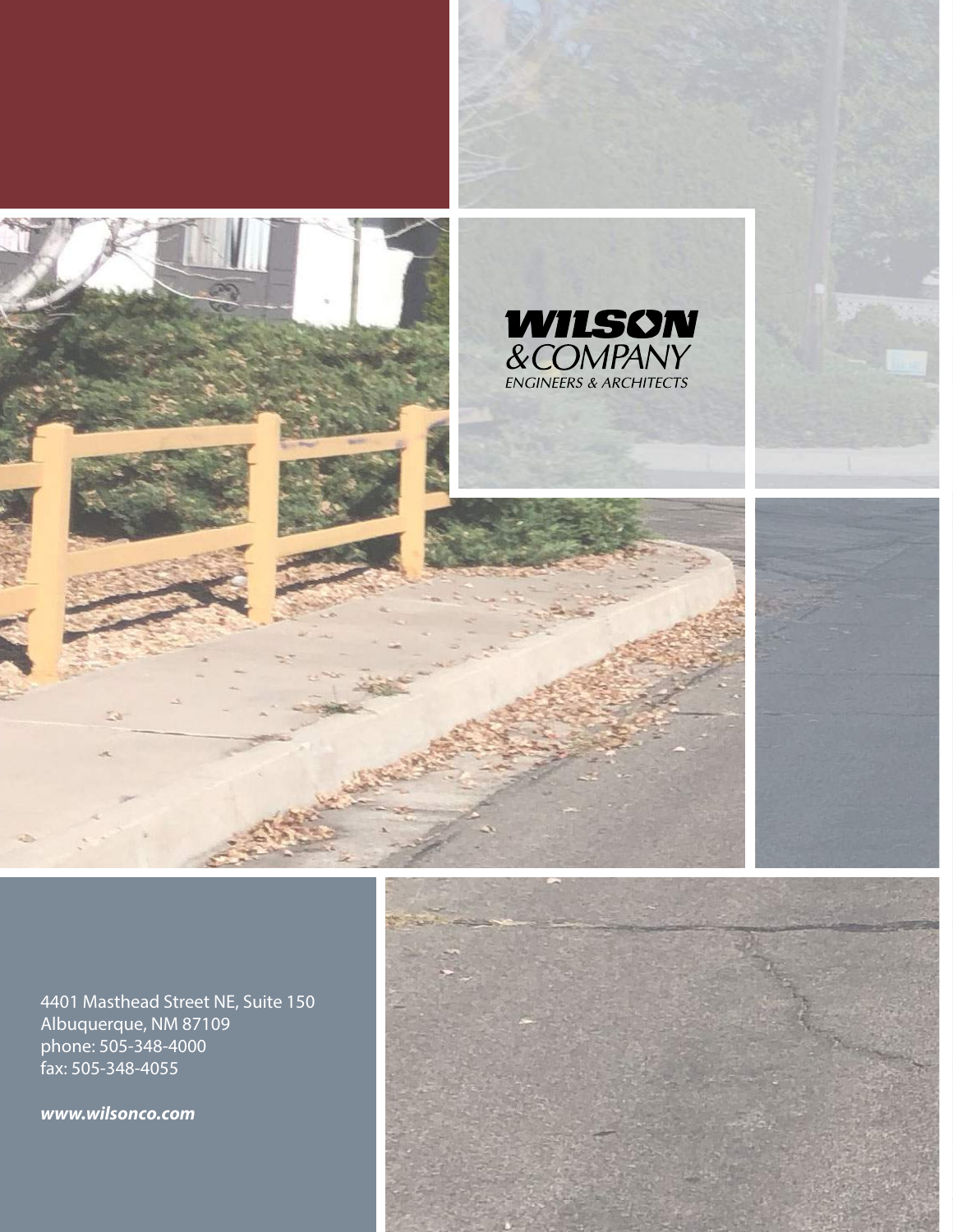WILSON
&COMPANY
ENGINEERS & ARCHITECTS

4401 Masthead Street NE, Suite 150
Albuquerque, NM 87109
phone: 505-348-4000
fax: 505-348-4055

***www.wilsonco.com***